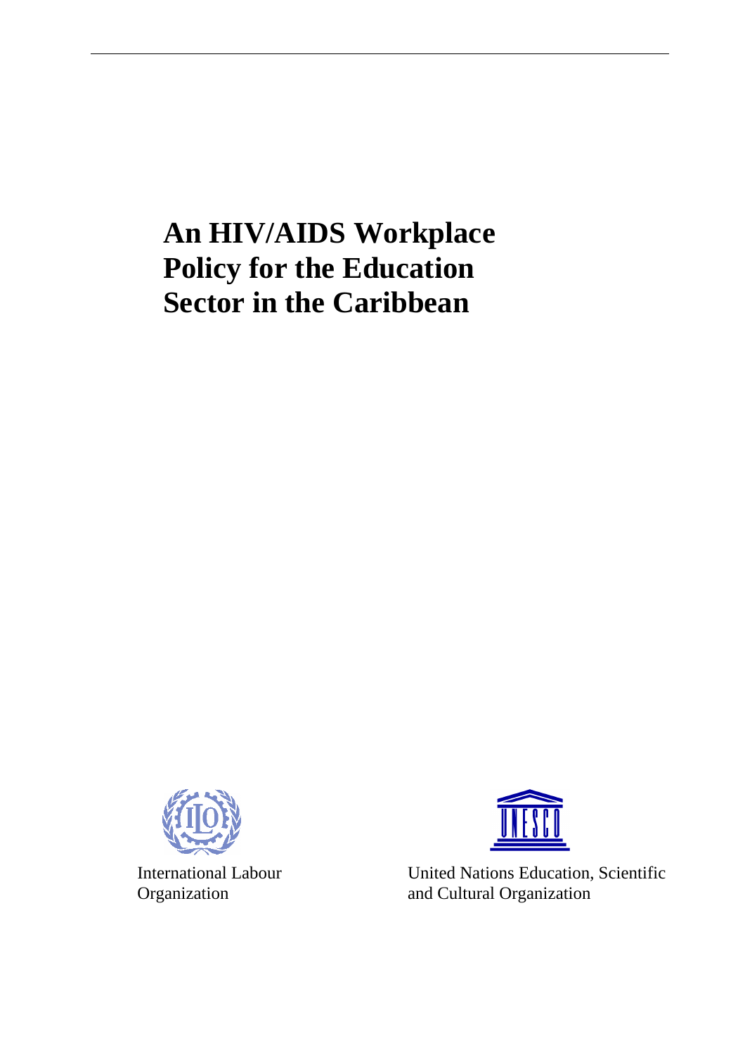# An HIV/AIDS Workplace Policy for the Education Sector in the Caribbean

International Labour Organization

United Nations Education, Scientific and Cultural Organization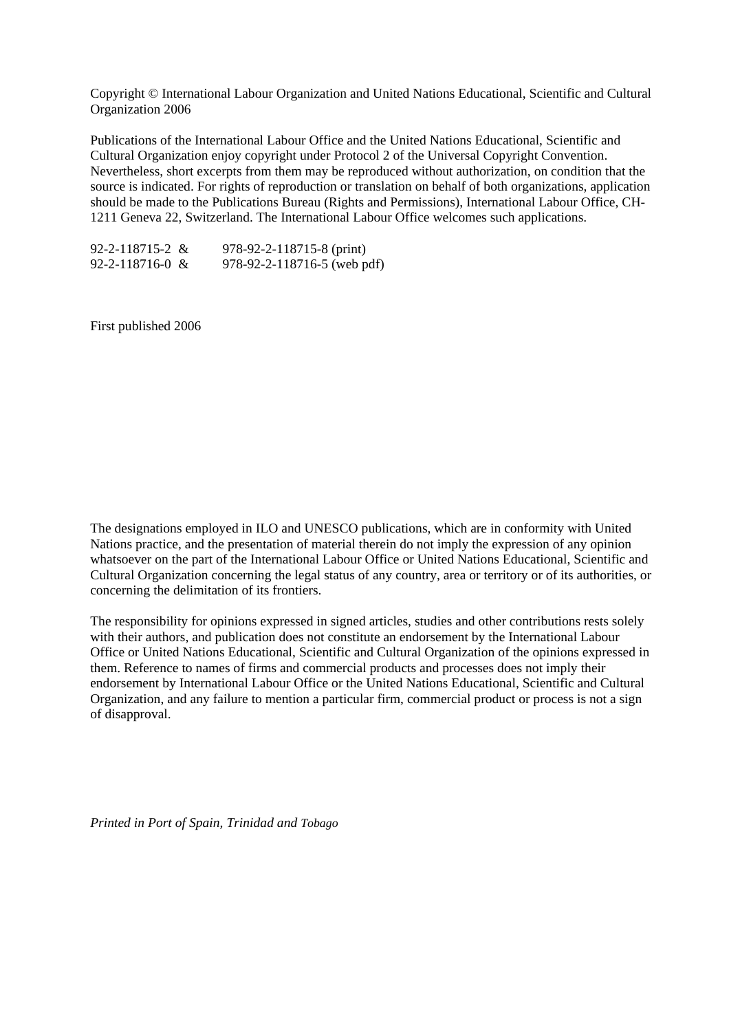Copyright © International Labour Organization and United Nations Educational, Scientific and Cultural Organization 2006

Publications of the International Labour Office and the United Nations Educational, Scientific and Cultural Organization enjoy copyright under Protocol 2 of the Universal Copyright Convention. Nevertheless, short excerpts from them may be reproduced without authorization, on condition that the source is indicated. For rights of reproduction or translation on behalf of both organizations, application should be made to the Publications Bureau (Rights and Permissions), International Labour Office, CH-1211 Geneva 22, Switzerland. The International Labour Office welcomes such applications.

92-2-118715-2 & 978-92-2-118715-8 (print)
92-2-118716-0 & 978-92-2-118716-5 (web pdf)

First published 2006

The designations employed in ILO and UNESCO publications, which are in conformity with United Nations practice, and the presentation of material therein do not imply the expression of any opinion whatsoever on the part of the International Labour Office or United Nations Educational, Scientific and Cultural Organization concerning the legal status of any country, area or territory or of its authorities, or concerning the delimitation of its frontiers.

The responsibility for opinions expressed in signed articles, studies and other contributions rests solely with their authors, and publication does not constitute an endorsement by the International Labour Office or United Nations Educational, Scientific and Cultural Organization of the opinions expressed in them. Reference to names of firms and commercial products and processes does not imply their endorsement by International Labour Office or the United Nations Educational, Scientific and Cultural Organization, and any failure to mention a particular firm, commercial product or process is not a sign of disapproval.

*Printed in Port of Spain, Trinidad and Tobago*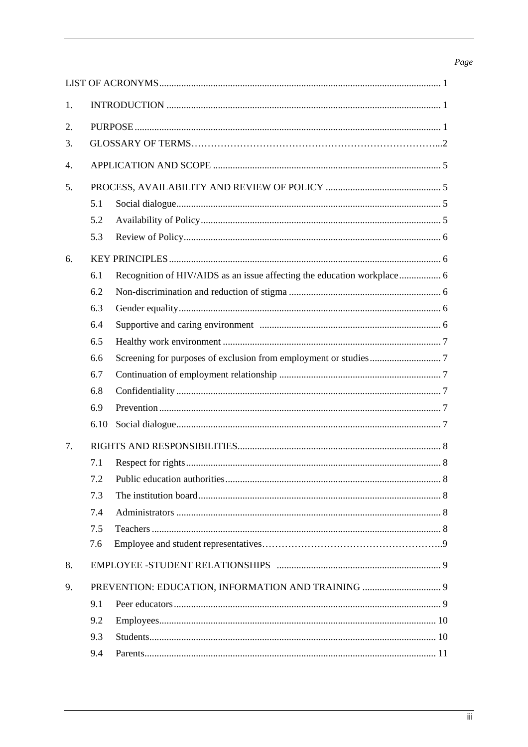| | | Page |
|---|---|---|
| LIST OF ACRONYMS | | 1 |
| 1. | INTRODUCTION | 1 |
| 2. | PURPOSE | 1 |
| 3. | GLOSSARY OF TERMS | 2 |
| 4. | APPLICATION AND SCOPE | 5 |
| 5. | PROCESS, AVAILABILITY AND REVIEW OF POLICY | 5 |
| 5.1 | Social dialogue | 5 |
| 5.2 | Availability of Policy | 5 |
| 5.3 | Review of Policy | 6 |
| 6. | KEY PRINCIPLES | 6 |
| 6.1 | Recognition of HIV/AIDS as an issue affecting the education workplace | 6 |
| 6.2 | Non-discrimination and reduction of stigma | 6 |
| 6.3 | Gender equality | 6 |
| 6.4 | Supportive and caring environment | 6 |
| 6.5 | Healthy work environment | 7 |
| 6.6 | Screening for purposes of exclusion from employment or studies | 7 |
| 6.7 | Continuation of employment relationship | 7 |
| 6.8 | Confidentiality | 7 |
| 6.9 | Prevention | 7 |
| 6.10 | Social dialogue | 7 |
| 7. | RIGHTS AND RESPONSIBILITIES | 8 |
| 7.1 | Respect for rights | 8 |
| 7.2 | Public education authorities | 8 |
| 7.3 | The institution board | 8 |
| 7.4 | Administrators | 8 |
| 7.5 | Teachers | 8 |
| 7.6 | Employee and student representatives | 9 |
| 8. | EMPLOYEE -STUDENT RELATIONSHIPS | 9 |
| 9. | PREVENTION: EDUCATION, INFORMATION AND TRAINING | 9 |
| 9.1 | Peer educators | 9 |
| 9.2 | Employees | 10 |
| 9.3 | Students | 10 |
| 9.4 | Parents | 11 |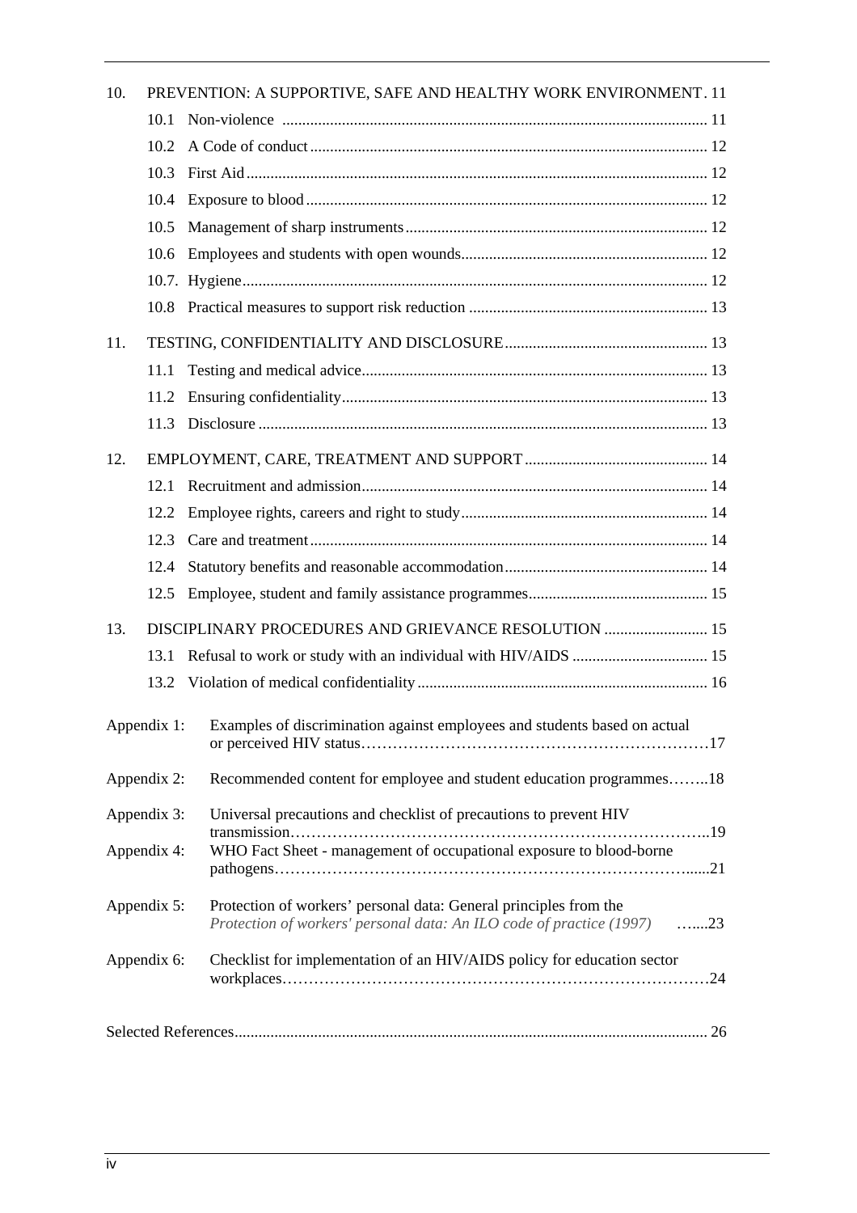10. PREVENTION: A SUPPORTIVE, SAFE AND HEALTHY WORK ENVIRONMENT. 11

   10.1 Non-violence ........................................................................................................ 11

   10.2 A Code of conduct ................................................................................................ 12

   10.3 First Aid ................................................................................................................ 12

   10.4 Exposure to blood .................................................................................................. 12

   10.5 Management of sharp instruments ......................................................................... 12

   10.6 Employees and students with open wounds ............................................................ 12

   10.7. Hygiene ................................................................................................................. 12

   10.8 Practical measures to support risk reduction .......................................................... 13

11. TESTING, CONFIDENTIALITY AND DISCLOSURE ................................................. 13

   11.1 Testing and medical advice .................................................................................... 13

   11.2 Ensuring confidentiality ......................................................................................... 13

   11.3 Disclosure .............................................................................................................. 13

12. EMPLOYMENT, CARE, TREATMENT AND SUPPORT ............................................ 14

   12.1 Recruitment and admission .................................................................................... 14

   12.2 Employee rights, careers and right to study ............................................................ 14

   12.3 Care and treatment ................................................................................................. 14

   12.4 Statutory benefits and reasonable accommodation ................................................. 14

   12.5 Employee, student and family assistance programmes ........................................... 15

13. DISCIPLINARY PROCEDURES AND GRIEVANCE RESOLUTION .......................... 15

   13.1 Refusal to work or study with an individual with HIV/AIDS ................................. 15

   13.2 Violation of medical confidentiality ....................................................................... 16

Appendix 1: Examples of discrimination against employees and students based on actual or perceived HIV status……………………………………………………………17

Appendix 2: Recommended content for employee and student education programmes……..18

Appendix 3: Universal precautions and checklist of precautions to prevent HIV transmission……………………………………………………………………..19

Appendix 4: WHO Fact Sheet - management of occupational exposure to blood-borne pathogens……………………………………………………………………......21

Appendix 5: Protection of workers' personal data: General principles from the *Protection of workers' personal data: An ILO code of practice (1997)* …....23

Appendix 6: Checklist for implementation of an HIV/AIDS policy for education sector workplaces……………………………………………………………………….24

Selected References ..................................................................................................................... 26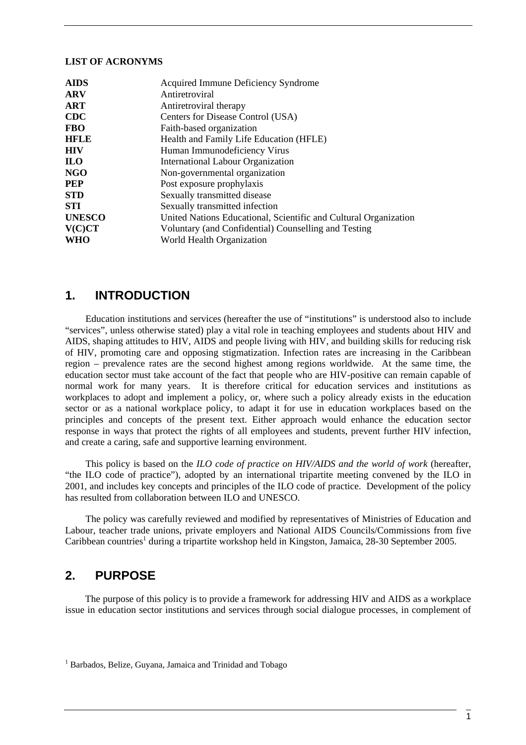**LIST OF ACRONYMS**

| | |
|---|---|
| **AIDS** | Acquired Immune Deficiency Syndrome |
| **ARV** | Antiretroviral |
| **ART** | Antiretroviral therapy |
| **CDC** | Centers for Disease Control (USA) |
| **FBO** | Faith-based organization |
| **HFLE** | Health and Family Life Education (HFLE) |
| **HIV** | Human Immunodeficiency Virus |
| **ILO** | International Labour Organization |
| **NGO** | Non-governmental organization |
| **PEP** | Post exposure prophylaxis |
| **STD** | Sexually transmitted disease |
| **STI** | Sexually transmitted infection |
| **UNESCO** | United Nations Educational, Scientific and Cultural Organization |
| **V(C)CT** | Voluntary (and Confidential) Counselling and Testing |
| **WHO** | World Health Organization |

## 1. INTRODUCTION

Education institutions and services (hereafter the use of "institutions" is understood also to include "services", unless otherwise stated) play a vital role in teaching employees and students about HIV and AIDS, shaping attitudes to HIV, AIDS and people living with HIV, and building skills for reducing risk of HIV, promoting care and opposing stigmatization. Infection rates are increasing in the Caribbean region – prevalence rates are the second highest among regions worldwide. At the same time, the education sector must take account of the fact that people who are HIV-positive can remain capable of normal work for many years. It is therefore critical for education services and institutions as workplaces to adopt and implement a policy, or, where such a policy already exists in the education sector or as a national workplace policy, to adapt it for use in education workplaces based on the principles and concepts of the present text. Either approach would enhance the education sector response in ways that protect the rights of all employees and students, prevent further HIV infection, and create a caring, safe and supportive learning environment.

This policy is based on the *ILO code of practice on HIV/AIDS and the world of work* (hereafter, "the ILO code of practice"), adopted by an international tripartite meeting convened by the ILO in 2001, and includes key concepts and principles of the ILO code of practice. Development of the policy has resulted from collaboration between ILO and UNESCO.

The policy was carefully reviewed and modified by representatives of Ministries of Education and Labour, teacher trade unions, private employers and National AIDS Councils/Commissions from five Caribbean countries[1] during a tripartite workshop held in Kingston, Jamaica, 28-30 September 2005.

## 2. PURPOSE

The purpose of this policy is to provide a framework for addressing HIV and AIDS as a workplace issue in education sector institutions and services through social dialogue processes, in complement of

[1] Barbados, Belize, Guyana, Jamaica and Trinidad and Tobago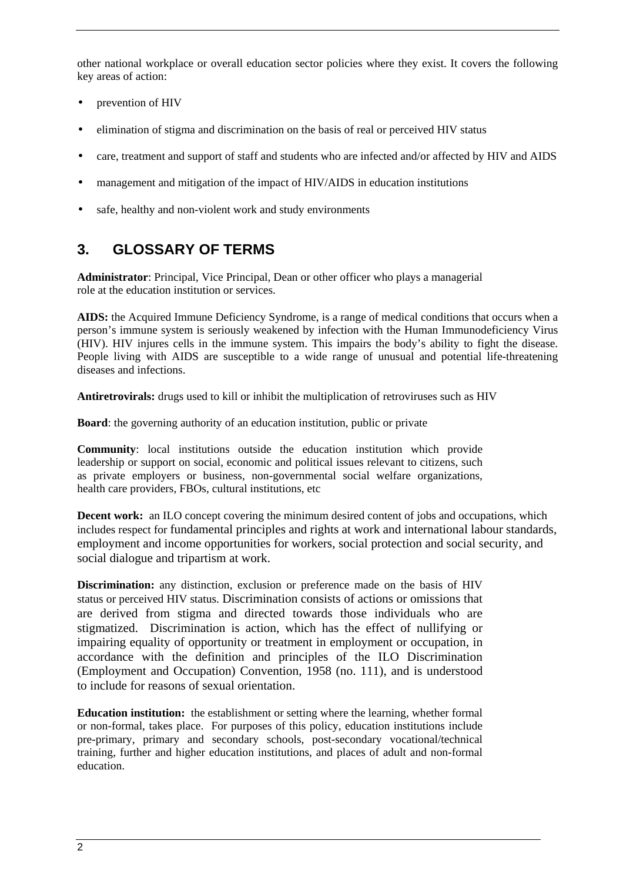other national workplace or overall education sector policies where they exist. It covers the following key areas of action:

- prevention of HIV
- elimination of stigma and discrimination on the basis of real or perceived HIV status
- care, treatment and support of staff and students who are infected and/or affected by HIV and AIDS
- management and mitigation of the impact of HIV/AIDS in education institutions
- safe, healthy and non-violent work and study environments

## 3. GLOSSARY OF TERMS

**Administrator**: Principal, Vice Principal, Dean or other officer who plays a managerial role at the education institution or services.

**AIDS:** the Acquired Immune Deficiency Syndrome, is a range of medical conditions that occurs when a person's immune system is seriously weakened by infection with the Human Immunodeficiency Virus (HIV). HIV injures cells in the immune system. This impairs the body's ability to fight the disease. People living with AIDS are susceptible to a wide range of unusual and potential life-threatening diseases and infections.

**Antiretrovirals:** drugs used to kill or inhibit the multiplication of retroviruses such as HIV

**Board**: the governing authority of an education institution, public or private

**Community**: local institutions outside the education institution which provide leadership or support on social, economic and political issues relevant to citizens, such as private employers or business, non-governmental social welfare organizations, health care providers, FBOs, cultural institutions, etc

**Decent work:** an ILO concept covering the minimum desired content of jobs and occupations, which includes respect for fundamental principles and rights at work and international labour standards, employment and income opportunities for workers, social protection and social security, and social dialogue and tripartism at work.

**Discrimination:** any distinction, exclusion or preference made on the basis of HIV status or perceived HIV status. Discrimination consists of actions or omissions that are derived from stigma and directed towards those individuals who are stigmatized. Discrimination is action, which has the effect of nullifying or impairing equality of opportunity or treatment in employment or occupation, in accordance with the definition and principles of the ILO Discrimination (Employment and Occupation) Convention, 1958 (no. 111), and is understood to include for reasons of sexual orientation.

**Education institution:** the establishment or setting where the learning, whether formal or non-formal, takes place. For purposes of this policy, education institutions include pre-primary, primary and secondary schools, post-secondary vocational/technical training, further and higher education institutions, and places of adult and non-formal education.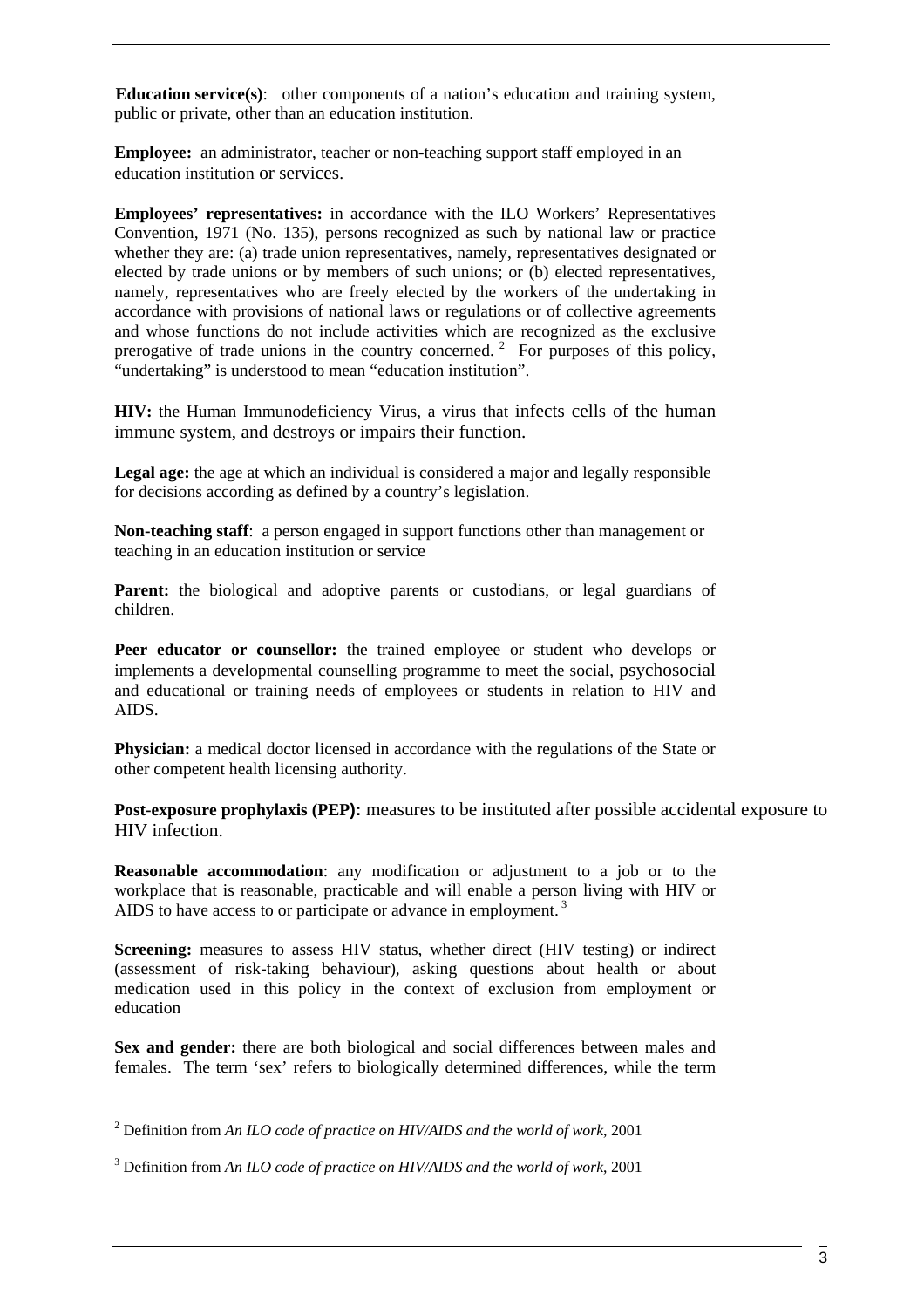**Education service(s)**: other components of a nation's education and training system, public or private, other than an education institution.

**Employee:** an administrator, teacher or non-teaching support staff employed in an education institution or services.

**Employees' representatives:** in accordance with the ILO Workers' Representatives Convention, 1971 (No. 135), persons recognized as such by national law or practice whether they are: (a) trade union representatives, namely, representatives designated or elected by trade unions or by members of such unions; or (b) elected representatives, namely, representatives who are freely elected by the workers of the undertaking in accordance with provisions of national laws or regulations or of collective agreements and whose functions do not include activities which are recognized as the exclusive prerogative of trade unions in the country concerned.[2] For purposes of this policy, "undertaking" is understood to mean "education institution".

**HIV:** the Human Immunodeficiency Virus, a virus that infects cells of the human immune system, and destroys or impairs their function.

**Legal age:** the age at which an individual is considered a major and legally responsible for decisions according as defined by a country's legislation.

**Non-teaching staff**: a person engaged in support functions other than management or teaching in an education institution or service

**Parent:** the biological and adoptive parents or custodians, or legal guardians of children.

**Peer educator or counsellor:** the trained employee or student who develops or implements a developmental counselling programme to meet the social, psychosocial and educational or training needs of employees or students in relation to HIV and AIDS.

**Physician:** a medical doctor licensed in accordance with the regulations of the State or other competent health licensing authority.

**Post-exposure prophylaxis (PEP):** measures to be instituted after possible accidental exposure to HIV infection.

**Reasonable accommodation**: any modification or adjustment to a job or to the workplace that is reasonable, practicable and will enable a person living with HIV or AIDS to have access to or participate or advance in employment.[3]

**Screening:** measures to assess HIV status, whether direct (HIV testing) or indirect (assessment of risk-taking behaviour), asking questions about health or about medication used in this policy in the context of exclusion from employment or education

**Sex and gender:** there are both biological and social differences between males and females. The term 'sex' refers to biologically determined differences, while the term

[2] Definition from *An ILO code of practice on HIV/AIDS and the world of work*, 2001

[3] Definition from *An ILO code of practice on HIV/AIDS and the world of work*, 2001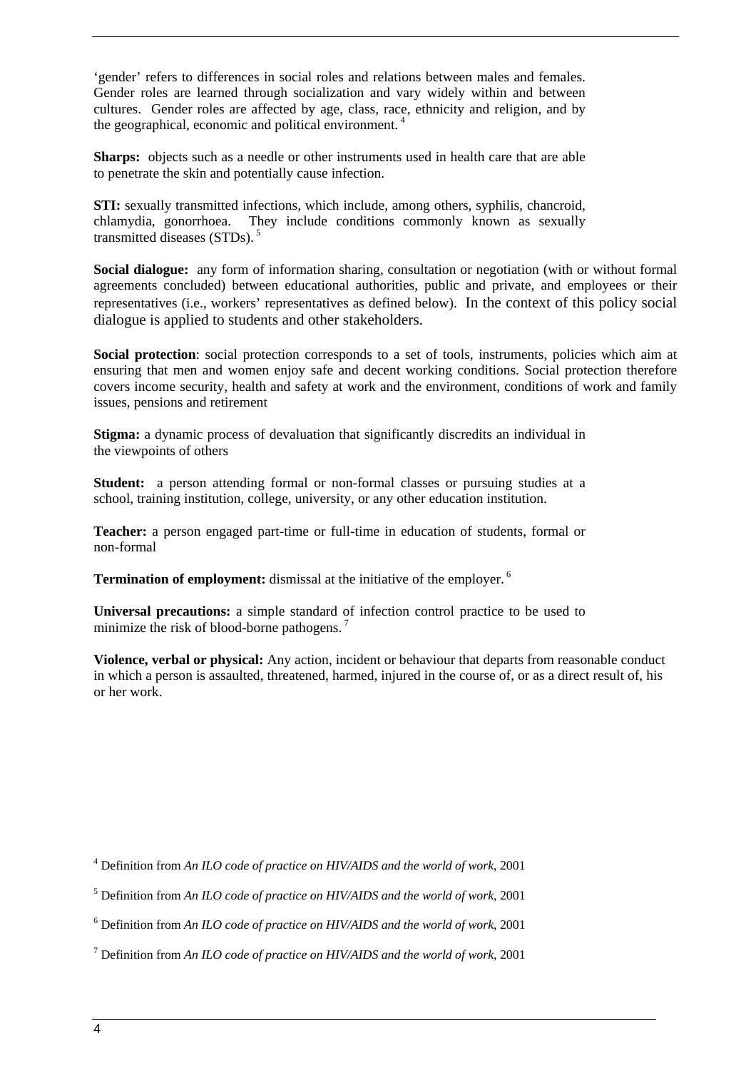'gender' refers to differences in social roles and relations between males and females. Gender roles are learned through socialization and vary widely within and between cultures. Gender roles are affected by age, class, race, ethnicity and religion, and by the geographical, economic and political environment. [4]

**Sharps:** objects such as a needle or other instruments used in health care that are able to penetrate the skin and potentially cause infection.

**STI:** sexually transmitted infections, which include, among others, syphilis, chancroid, chlamydia, gonorrhoea. They include conditions commonly known as sexually transmitted diseases (STDs). [5]

**Social dialogue:** any form of information sharing, consultation or negotiation (with or without formal agreements concluded) between educational authorities, public and private, and employees or their representatives (i.e., workers' representatives as defined below). In the context of this policy social dialogue is applied to students and other stakeholders.

**Social protection**: social protection corresponds to a set of tools, instruments, policies which aim at ensuring that men and women enjoy safe and decent working conditions. Social protection therefore covers income security, health and safety at work and the environment, conditions of work and family issues, pensions and retirement

**Stigma:** a dynamic process of devaluation that significantly discredits an individual in the viewpoints of others

**Student:** a person attending formal or non-formal classes or pursuing studies at a school, training institution, college, university, or any other education institution.

**Teacher:** a person engaged part-time or full-time in education of students, formal or non-formal

**Termination of employment:** dismissal at the initiative of the employer. [6]

**Universal precautions:** a simple standard of infection control practice to be used to minimize the risk of blood-borne pathogens. [7]

**Violence, verbal or physical:** Any action, incident or behaviour that departs from reasonable conduct in which a person is assaulted, threatened, harmed, injured in the course of, or as a direct result of, his or her work.

[4] Definition from *An ILO code of practice on HIV/AIDS and the world of work*, 2001

[5] Definition from *An ILO code of practice on HIV/AIDS and the world of work*, 2001

[6] Definition from *An ILO code of practice on HIV/AIDS and the world of work*, 2001

[7] Definition from *An ILO code of practice on HIV/AIDS and the world of work*, 2001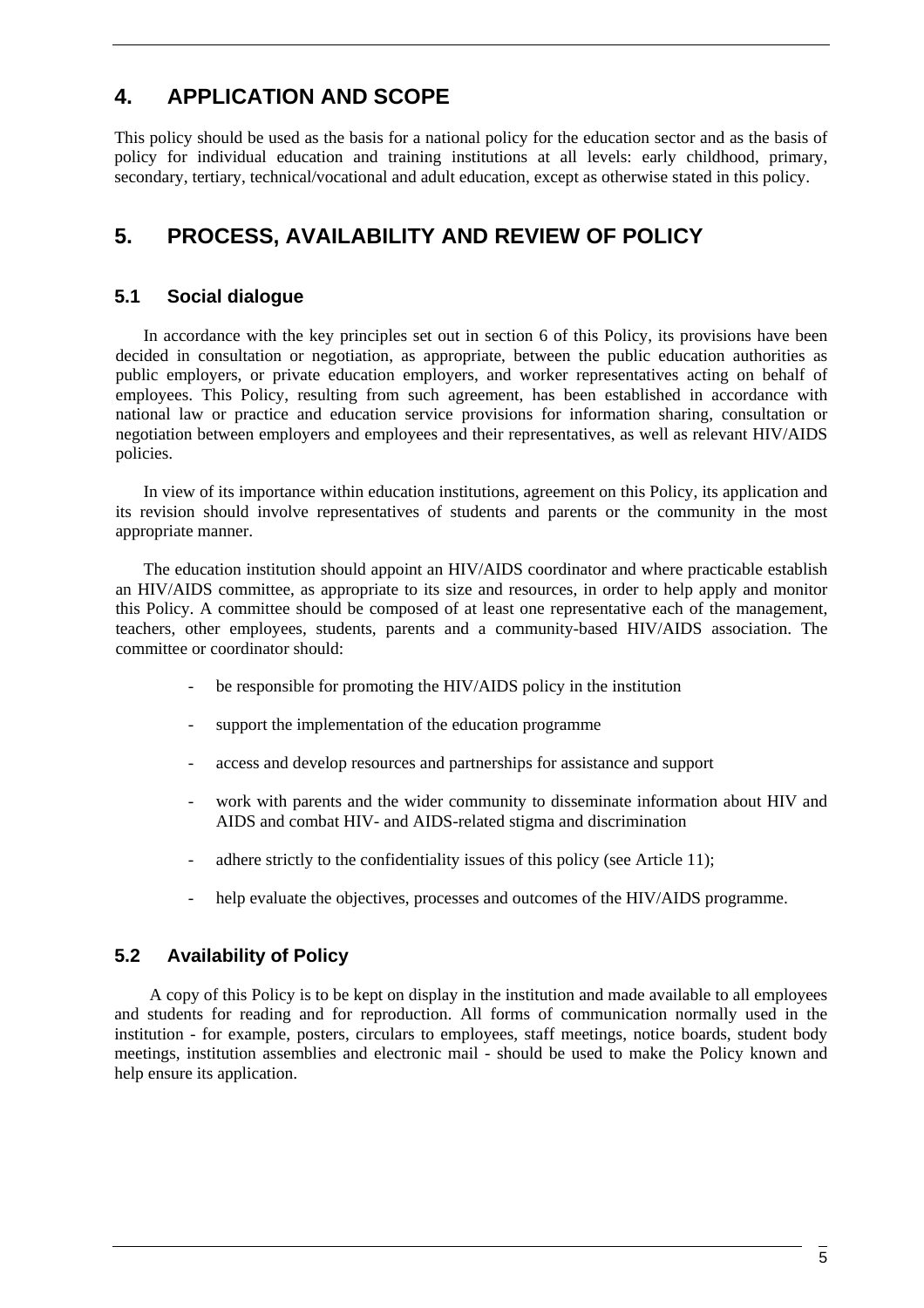## 4. APPLICATION AND SCOPE

This policy should be used as the basis for a national policy for the education sector and as the basis of policy for individual education and training institutions at all levels: early childhood, primary, secondary, tertiary, technical/vocational and adult education, except as otherwise stated in this policy.

## 5. PROCESS, AVAILABILITY AND REVIEW OF POLICY

### 5.1 Social dialogue

In accordance with the key principles set out in section 6 of this Policy, its provisions have been decided in consultation or negotiation, as appropriate, between the public education authorities as public employers, or private education employers, and worker representatives acting on behalf of employees. This Policy, resulting from such agreement, has been established in accordance with national law or practice and education service provisions for information sharing, consultation or negotiation between employers and employees and their representatives, as well as relevant HIV/AIDS policies.

In view of its importance within education institutions, agreement on this Policy, its application and its revision should involve representatives of students and parents or the community in the most appropriate manner.

The education institution should appoint an HIV/AIDS coordinator and where practicable establish an HIV/AIDS committee, as appropriate to its size and resources, in order to help apply and monitor this Policy. A committee should be composed of at least one representative each of the management, teachers, other employees, students, parents and a community-based HIV/AIDS association. The committee or coordinator should:

- be responsible for promoting the HIV/AIDS policy in the institution
- support the implementation of the education programme
- access and develop resources and partnerships for assistance and support
- work with parents and the wider community to disseminate information about HIV and AIDS and combat HIV- and AIDS-related stigma and discrimination
- adhere strictly to the confidentiality issues of this policy (see Article 11);
- help evaluate the objectives, processes and outcomes of the HIV/AIDS programme.

### 5.2 Availability of Policy

A copy of this Policy is to be kept on display in the institution and made available to all employees and students for reading and for reproduction. All forms of communication normally used in the institution - for example, posters, circulars to employees, staff meetings, notice boards, student body meetings, institution assemblies and electronic mail - should be used to make the Policy known and help ensure its application.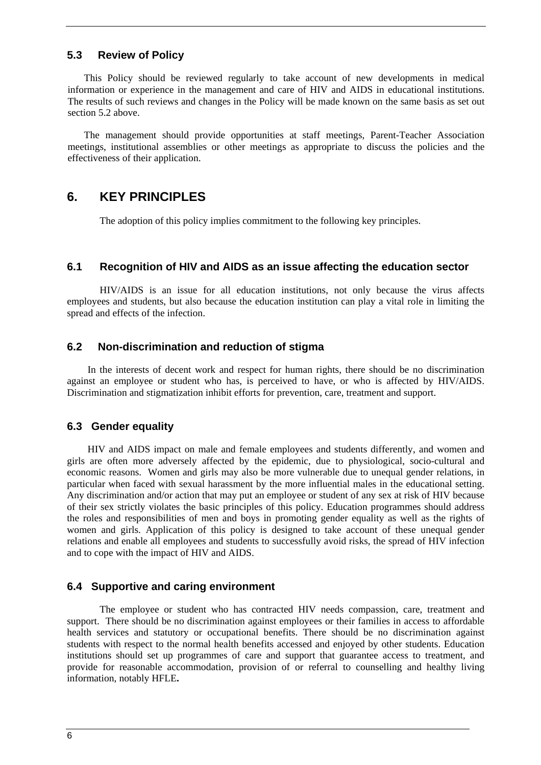### 5.3 Review of Policy

This Policy should be reviewed regularly to take account of new developments in medical information or experience in the management and care of HIV and AIDS in educational institutions. The results of such reviews and changes in the Policy will be made known on the same basis as set out section 5.2 above.

The management should provide opportunities at staff meetings, Parent-Teacher Association meetings, institutional assemblies or other meetings as appropriate to discuss the policies and the effectiveness of their application.

## 6. KEY PRINCIPLES

The adoption of this policy implies commitment to the following key principles.

### 6.1 Recognition of HIV and AIDS as an issue affecting the education sector

HIV/AIDS is an issue for all education institutions, not only because the virus affects employees and students, but also because the education institution can play a vital role in limiting the spread and effects of the infection.

### 6.2 Non-discrimination and reduction of stigma

In the interests of decent work and respect for human rights, there should be no discrimination against an employee or student who has, is perceived to have, or who is affected by HIV/AIDS. Discrimination and stigmatization inhibit efforts for prevention, care, treatment and support.

### 6.3 Gender equality

HIV and AIDS impact on male and female employees and students differently, and women and girls are often more adversely affected by the epidemic, due to physiological, socio-cultural and economic reasons. Women and girls may also be more vulnerable due to unequal gender relations, in particular when faced with sexual harassment by the more influential males in the educational setting. Any discrimination and/or action that may put an employee or student of any sex at risk of HIV because of their sex strictly violates the basic principles of this policy. Education programmes should address the roles and responsibilities of men and boys in promoting gender equality as well as the rights of women and girls. Application of this policy is designed to take account of these unequal gender relations and enable all employees and students to successfully avoid risks, the spread of HIV infection and to cope with the impact of HIV and AIDS.

### 6.4 Supportive and caring environment

The employee or student who has contracted HIV needs compassion, care, treatment and support. There should be no discrimination against employees or their families in access to affordable health services and statutory or occupational benefits. There should be no discrimination against students with respect to the normal health benefits accessed and enjoyed by other students. Education institutions should set up programmes of care and support that guarantee access to treatment, and provide for reasonable accommodation, provision of or referral to counselling and healthy living information, notably HFLE**.**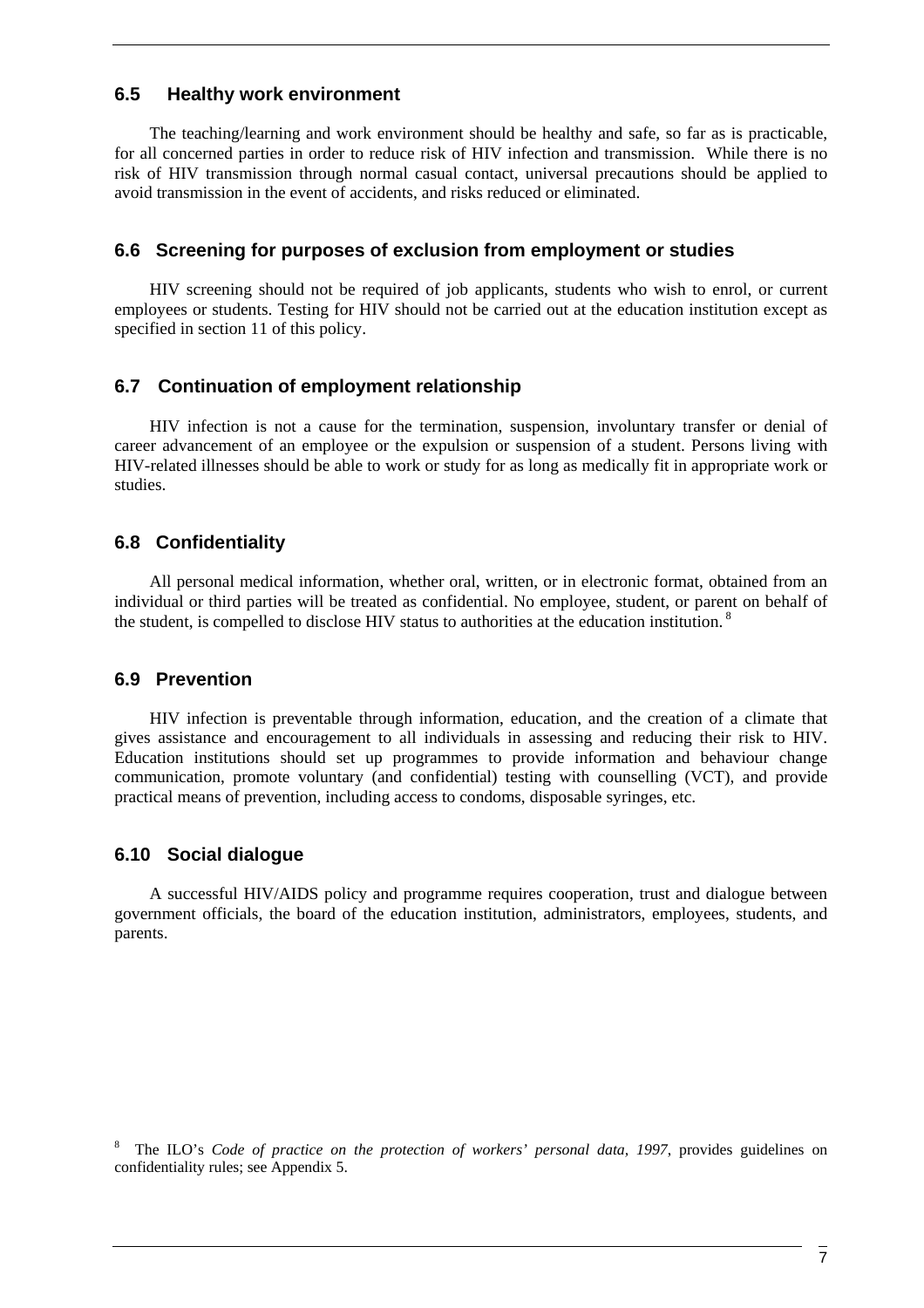### 6.5 Healthy work environment

The teaching/learning and work environment should be healthy and safe, so far as is practicable, for all concerned parties in order to reduce risk of HIV infection and transmission. While there is no risk of HIV transmission through normal casual contact, universal precautions should be applied to avoid transmission in the event of accidents, and risks reduced or eliminated.

### 6.6 Screening for purposes of exclusion from employment or studies

HIV screening should not be required of job applicants, students who wish to enrol, or current employees or students. Testing for HIV should not be carried out at the education institution except as specified in section 11 of this policy.

### 6.7 Continuation of employment relationship

HIV infection is not a cause for the termination, suspension, involuntary transfer or denial of career advancement of an employee or the expulsion or suspension of a student. Persons living with HIV-related illnesses should be able to work or study for as long as medically fit in appropriate work or studies.

### 6.8 Confidentiality

All personal medical information, whether oral, written, or in electronic format, obtained from an individual or third parties will be treated as confidential. No employee, student, or parent on behalf of the student, is compelled to disclose HIV status to authorities at the education institution.[8]

### 6.9 Prevention

HIV infection is preventable through information, education, and the creation of a climate that gives assistance and encouragement to all individuals in assessing and reducing their risk to HIV. Education institutions should set up programmes to provide information and behaviour change communication, promote voluntary (and confidential) testing with counselling (VCT), and provide practical means of prevention, including access to condoms, disposable syringes, etc.

### 6.10 Social dialogue

A successful HIV/AIDS policy and programme requires cooperation, trust and dialogue between government officials, the board of the education institution, administrators, employees, students, and parents.

---

[8] The ILO's *Code of practice on the protection of workers' personal data, 1997*, provides guidelines on confidentiality rules; see Appendix 5.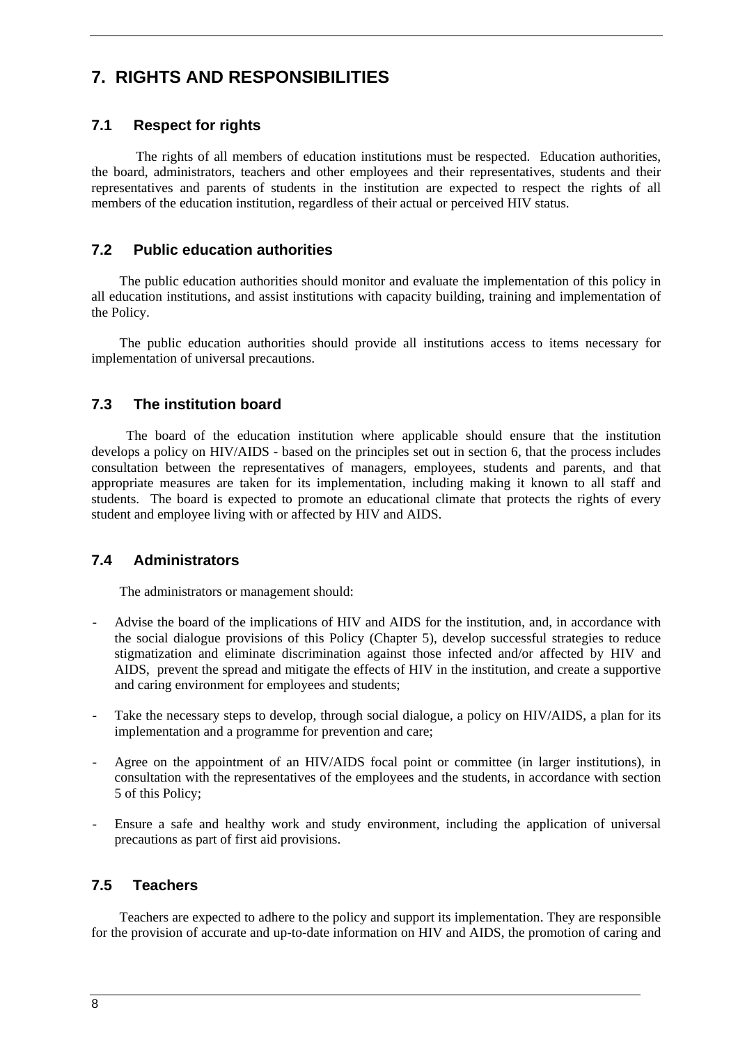## 7. RIGHTS AND RESPONSIBILITIES

### 7.1 Respect for rights

The rights of all members of education institutions must be respected. Education authorities, the board, administrators, teachers and other employees and their representatives, students and their representatives and parents of students in the institution are expected to respect the rights of all members of the education institution, regardless of their actual or perceived HIV status.

### 7.2 Public education authorities

The public education authorities should monitor and evaluate the implementation of this policy in all education institutions, and assist institutions with capacity building, training and implementation of the Policy.

The public education authorities should provide all institutions access to items necessary for implementation of universal precautions.

### 7.3 The institution board

The board of the education institution where applicable should ensure that the institution develops a policy on HIV/AIDS - based on the principles set out in section 6, that the process includes consultation between the representatives of managers, employees, students and parents, and that appropriate measures are taken for its implementation, including making it known to all staff and students. The board is expected to promote an educational climate that protects the rights of every student and employee living with or affected by HIV and AIDS.

### 7.4 Administrators

The administrators or management should:

- Advise the board of the implications of HIV and AIDS for the institution, and, in accordance with the social dialogue provisions of this Policy (Chapter 5), develop successful strategies to reduce stigmatization and eliminate discrimination against those infected and/or affected by HIV and AIDS, prevent the spread and mitigate the effects of HIV in the institution, and create a supportive and caring environment for employees and students;

- Take the necessary steps to develop, through social dialogue, a policy on HIV/AIDS, a plan for its implementation and a programme for prevention and care;

- Agree on the appointment of an HIV/AIDS focal point or committee (in larger institutions), in consultation with the representatives of the employees and the students, in accordance with section 5 of this Policy;

- Ensure a safe and healthy work and study environment, including the application of universal precautions as part of first aid provisions.

### 7.5 Teachers

Teachers are expected to adhere to the policy and support its implementation. They are responsible for the provision of accurate and up-to-date information on HIV and AIDS, the promotion of caring and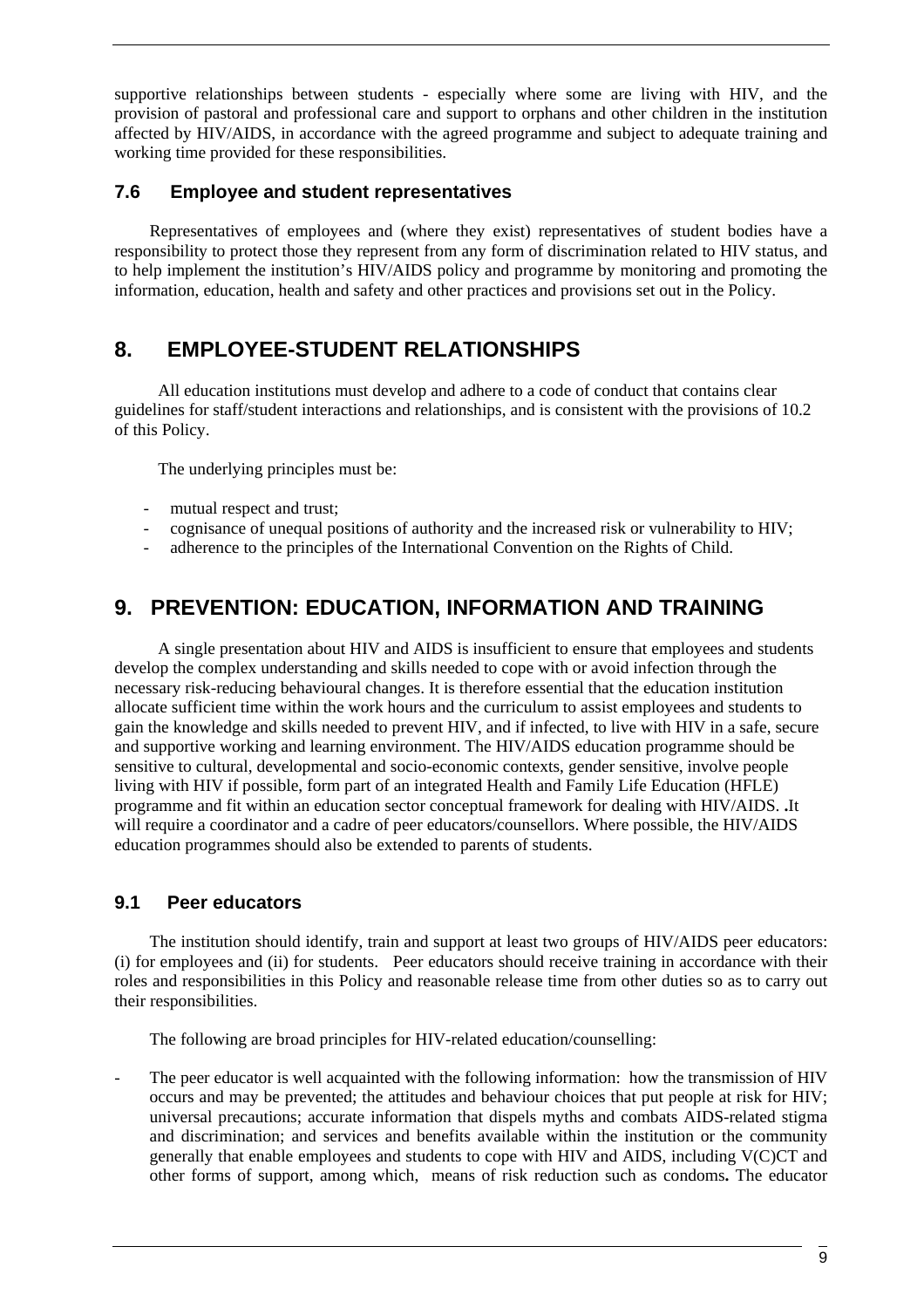supportive relationships between students - especially where some are living with HIV, and the provision of pastoral and professional care and support to orphans and other children in the institution affected by HIV/AIDS, in accordance with the agreed programme and subject to adequate training and working time provided for these responsibilities.

### 7.6 Employee and student representatives

Representatives of employees and (where they exist) representatives of student bodies have a responsibility to protect those they represent from any form of discrimination related to HIV status, and to help implement the institution's HIV/AIDS policy and programme by monitoring and promoting the information, education, health and safety and other practices and provisions set out in the Policy.

## 8. EMPLOYEE-STUDENT RELATIONSHIPS

All education institutions must develop and adhere to a code of conduct that contains clear guidelines for staff/student interactions and relationships, and is consistent with the provisions of 10.2 of this Policy.

The underlying principles must be:

- mutual respect and trust;
- cognisance of unequal positions of authority and the increased risk or vulnerability to HIV;
- adherence to the principles of the International Convention on the Rights of Child.

## 9. PREVENTION: EDUCATION, INFORMATION AND TRAINING

A single presentation about HIV and AIDS is insufficient to ensure that employees and students develop the complex understanding and skills needed to cope with or avoid infection through the necessary risk-reducing behavioural changes. It is therefore essential that the education institution allocate sufficient time within the work hours and the curriculum to assist employees and students to gain the knowledge and skills needed to prevent HIV, and if infected, to live with HIV in a safe, secure and supportive working and learning environment. The HIV/AIDS education programme should be sensitive to cultural, developmental and socio-economic contexts, gender sensitive, involve people living with HIV if possible, form part of an integrated Health and Family Life Education (HFLE) programme and fit within an education sector conceptual framework for dealing with HIV/AIDS. **.**It will require a coordinator and a cadre of peer educators/counsellors. Where possible, the HIV/AIDS education programmes should also be extended to parents of students.

### 9.1 Peer educators

The institution should identify, train and support at least two groups of HIV/AIDS peer educators: (i) for employees and (ii) for students. Peer educators should receive training in accordance with their roles and responsibilities in this Policy and reasonable release time from other duties so as to carry out their responsibilities.

The following are broad principles for HIV-related education/counselling:

- The peer educator is well acquainted with the following information: how the transmission of HIV occurs and may be prevented; the attitudes and behaviour choices that put people at risk for HIV; universal precautions; accurate information that dispels myths and combats AIDS-related stigma and discrimination; and services and benefits available within the institution or the community generally that enable employees and students to cope with HIV and AIDS, including V(C)CT and other forms of support, among which, means of risk reduction such as condoms**.** The educator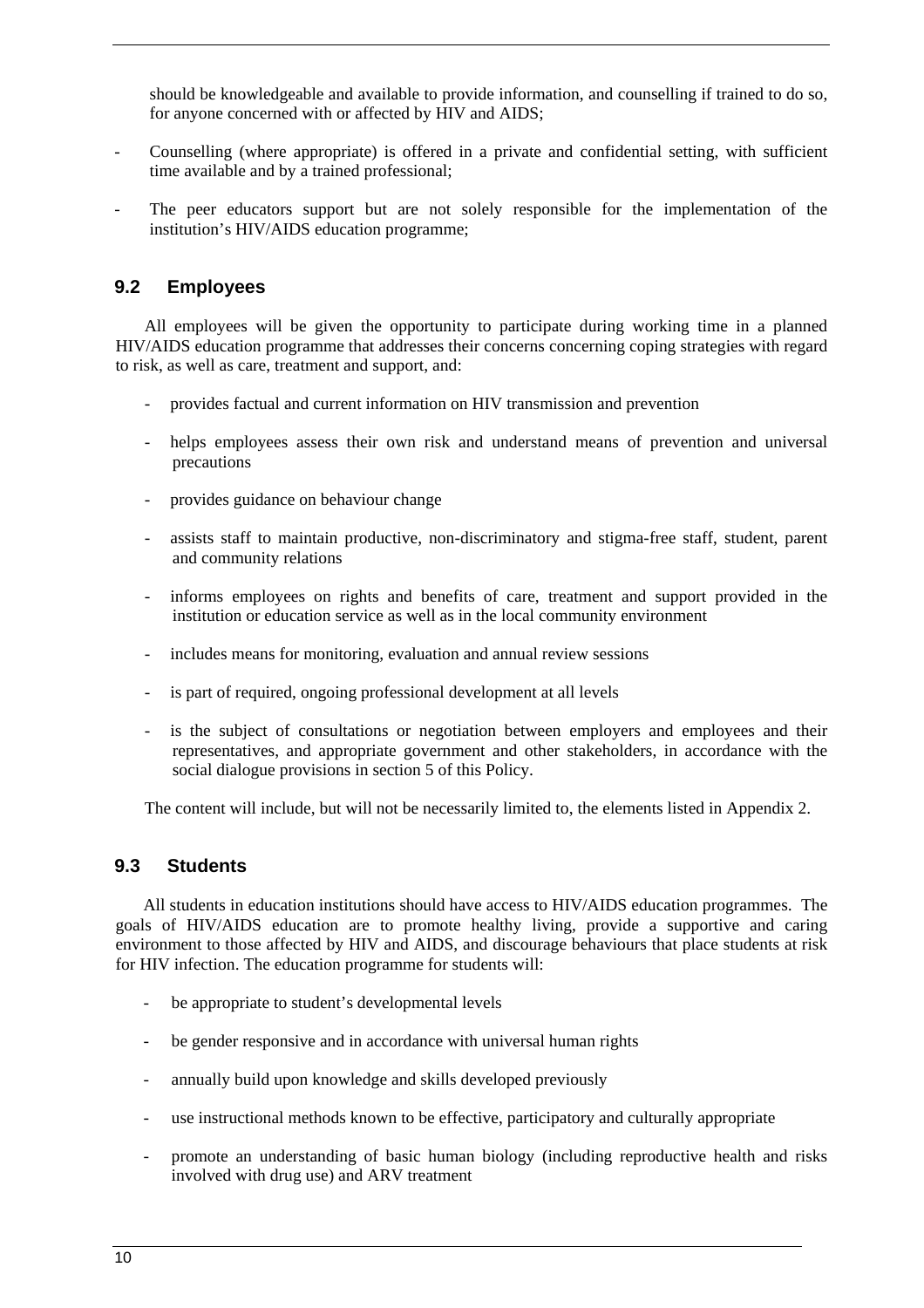should be knowledgeable and available to provide information, and counselling if trained to do so, for anyone concerned with or affected by HIV and AIDS;

- Counselling (where appropriate) is offered in a private and confidential setting, with sufficient time available and by a trained professional;
- The peer educators support but are not solely responsible for the implementation of the institution's HIV/AIDS education programme;

### 9.2 Employees

All employees will be given the opportunity to participate during working time in a planned HIV/AIDS education programme that addresses their concerns concerning coping strategies with regard to risk, as well as care, treatment and support, and:

- provides factual and current information on HIV transmission and prevention
- helps employees assess their own risk and understand means of prevention and universal precautions
- provides guidance on behaviour change
- assists staff to maintain productive, non-discriminatory and stigma-free staff, student, parent and community relations
- informs employees on rights and benefits of care, treatment and support provided in the institution or education service as well as in the local community environment
- includes means for monitoring, evaluation and annual review sessions
- is part of required, ongoing professional development at all levels
- is the subject of consultations or negotiation between employers and employees and their representatives, and appropriate government and other stakeholders, in accordance with the social dialogue provisions in section 5 of this Policy.

The content will include, but will not be necessarily limited to, the elements listed in Appendix 2.

### 9.3 Students

All students in education institutions should have access to HIV/AIDS education programmes. The goals of HIV/AIDS education are to promote healthy living, provide a supportive and caring environment to those affected by HIV and AIDS, and discourage behaviours that place students at risk for HIV infection. The education programme for students will:

- be appropriate to student's developmental levels
- be gender responsive and in accordance with universal human rights
- annually build upon knowledge and skills developed previously
- use instructional methods known to be effective, participatory and culturally appropriate
- promote an understanding of basic human biology (including reproductive health and risks involved with drug use) and ARV treatment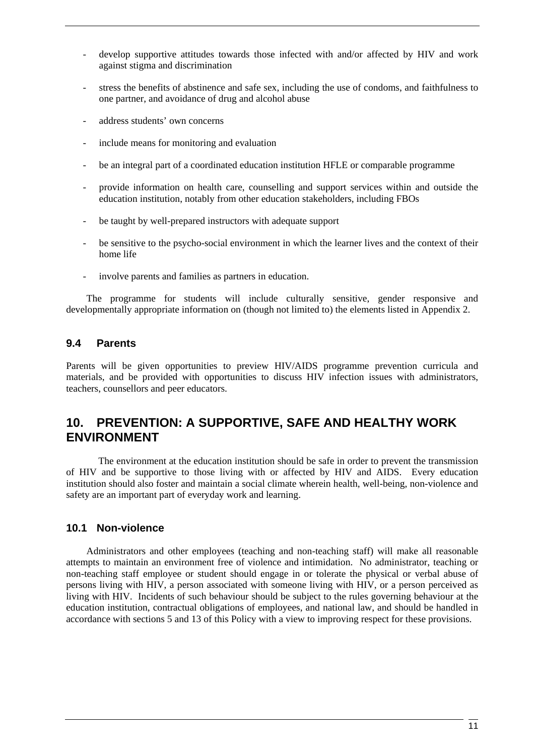- develop supportive attitudes towards those infected with and/or affected by HIV and work against stigma and discrimination
- stress the benefits of abstinence and safe sex, including the use of condoms, and faithfulness to one partner, and avoidance of drug and alcohol abuse
- address students' own concerns
- include means for monitoring and evaluation
- be an integral part of a coordinated education institution HFLE or comparable programme
- provide information on health care, counselling and support services within and outside the education institution, notably from other education stakeholders, including FBOs
- be taught by well-prepared instructors with adequate support
- be sensitive to the psycho-social environment in which the learner lives and the context of their home life
- involve parents and families as partners in education.

The programme for students will include culturally sensitive, gender responsive and developmentally appropriate information on (though not limited to) the elements listed in Appendix 2.

### 9.4 Parents

Parents will be given opportunities to preview HIV/AIDS programme prevention curricula and materials, and be provided with opportunities to discuss HIV infection issues with administrators, teachers, counsellors and peer educators.

## 10. PREVENTION: A SUPPORTIVE, SAFE AND HEALTHY WORK ENVIRONMENT

The environment at the education institution should be safe in order to prevent the transmission of HIV and be supportive to those living with or affected by HIV and AIDS. Every education institution should also foster and maintain a social climate wherein health, well-being, non-violence and safety are an important part of everyday work and learning.

### 10.1 Non-violence

Administrators and other employees (teaching and non-teaching staff) will make all reasonable attempts to maintain an environment free of violence and intimidation. No administrator, teaching or non-teaching staff employee or student should engage in or tolerate the physical or verbal abuse of persons living with HIV, a person associated with someone living with HIV, or a person perceived as living with HIV. Incidents of such behaviour should be subject to the rules governing behaviour at the education institution, contractual obligations of employees, and national law, and should be handled in accordance with sections 5 and 13 of this Policy with a view to improving respect for these provisions.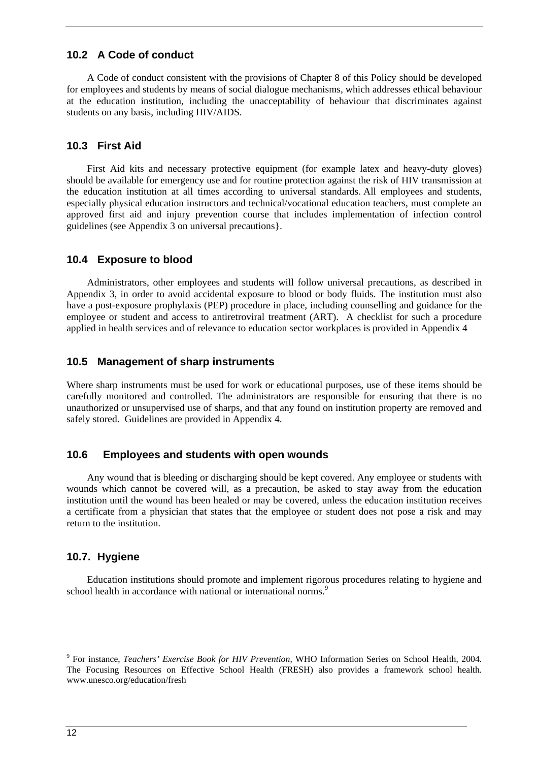## 10.2 A Code of conduct

A Code of conduct consistent with the provisions of Chapter 8 of this Policy should be developed for employees and students by means of social dialogue mechanisms, which addresses ethical behaviour at the education institution, including the unacceptability of behaviour that discriminates against students on any basis, including HIV/AIDS.

## 10.3 First Aid

First Aid kits and necessary protective equipment (for example latex and heavy-duty gloves) should be available for emergency use and for routine protection against the risk of HIV transmission at the education institution at all times according to universal standards. All employees and students, especially physical education instructors and technical/vocational education teachers, must complete an approved first aid and injury prevention course that includes implementation of infection control guidelines (see Appendix 3 on universal precautions}.

## 10.4 Exposure to blood

Administrators, other employees and students will follow universal precautions, as described in Appendix 3, in order to avoid accidental exposure to blood or body fluids. The institution must also have a post-exposure prophylaxis (PEP) procedure in place, including counselling and guidance for the employee or student and access to antiretroviral treatment (ART). A checklist for such a procedure applied in health services and of relevance to education sector workplaces is provided in Appendix 4

## 10.5 Management of sharp instruments

Where sharp instruments must be used for work or educational purposes, use of these items should be carefully monitored and controlled. The administrators are responsible for ensuring that there is no unauthorized or unsupervised use of sharps, and that any found on institution property are removed and safely stored. Guidelines are provided in Appendix 4.

## 10.6 Employees and students with open wounds

Any wound that is bleeding or discharging should be kept covered. Any employee or students with wounds which cannot be covered will, as a precaution, be asked to stay away from the education institution until the wound has been healed or may be covered, unless the education institution receives a certificate from a physician that states that the employee or student does not pose a risk and may return to the institution.

## 10.7. Hygiene

Education institutions should promote and implement rigorous procedures relating to hygiene and school health in accordance with national or international norms.[9]

---

[9] For instance, *Teachers' Exercise Book for HIV Prevention*, WHO Information Series on School Health, 2004. The Focusing Resources on Effective School Health (FRESH) also provides a framework school health. www.unesco.org/education/fresh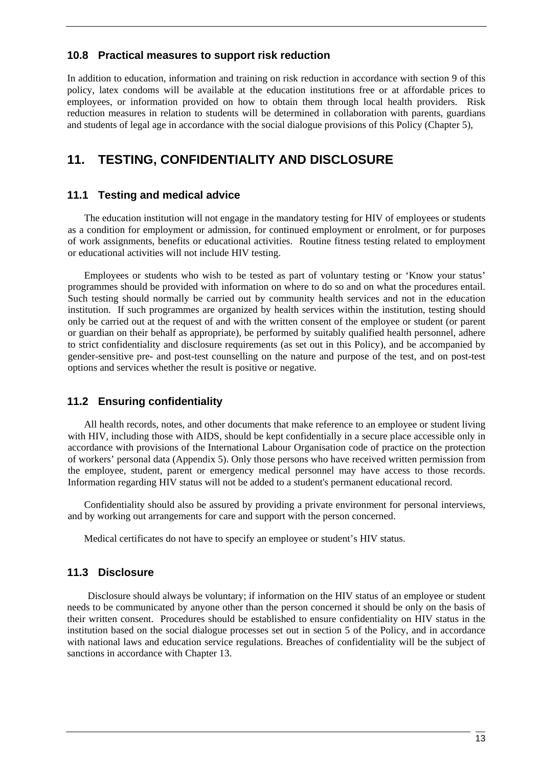### 10.8 Practical measures to support risk reduction

In addition to education, information and training on risk reduction in accordance with section 9 of this policy, latex condoms will be available at the education institutions free or at affordable prices to employees, or information provided on how to obtain them through local health providers. Risk reduction measures in relation to students will be determined in collaboration with parents, guardians and students of legal age in accordance with the social dialogue provisions of this Policy (Chapter 5),

## 11. TESTING, CONFIDENTIALITY AND DISCLOSURE

### 11.1 Testing and medical advice

The education institution will not engage in the mandatory testing for HIV of employees or students as a condition for employment or admission, for continued employment or enrolment, or for purposes of work assignments, benefits or educational activities. Routine fitness testing related to employment or educational activities will not include HIV testing.

Employees or students who wish to be tested as part of voluntary testing or 'Know your status' programmes should be provided with information on where to do so and on what the procedures entail. Such testing should normally be carried out by community health services and not in the education institution. If such programmes are organized by health services within the institution, testing should only be carried out at the request of and with the written consent of the employee or student (or parent or guardian on their behalf as appropriate), be performed by suitably qualified health personnel, adhere to strict confidentiality and disclosure requirements (as set out in this Policy), and be accompanied by gender-sensitive pre- and post-test counselling on the nature and purpose of the test, and on post-test options and services whether the result is positive or negative.

### 11.2 Ensuring confidentiality

All health records, notes, and other documents that make reference to an employee or student living with HIV, including those with AIDS, should be kept confidentially in a secure place accessible only in accordance with provisions of the International Labour Organisation code of practice on the protection of workers' personal data (Appendix 5). Only those persons who have received written permission from the employee, student, parent or emergency medical personnel may have access to those records. Information regarding HIV status will not be added to a student's permanent educational record.

Confidentiality should also be assured by providing a private environment for personal interviews, and by working out arrangements for care and support with the person concerned.

Medical certificates do not have to specify an employee or student's HIV status.

### 11.3 Disclosure

Disclosure should always be voluntary; if information on the HIV status of an employee or student needs to be communicated by anyone other than the person concerned it should be only on the basis of their written consent. Procedures should be established to ensure confidentiality on HIV status in the institution based on the social dialogue processes set out in section 5 of the Policy, and in accordance with national laws and education service regulations. Breaches of confidentiality will be the subject of sanctions in accordance with Chapter 13.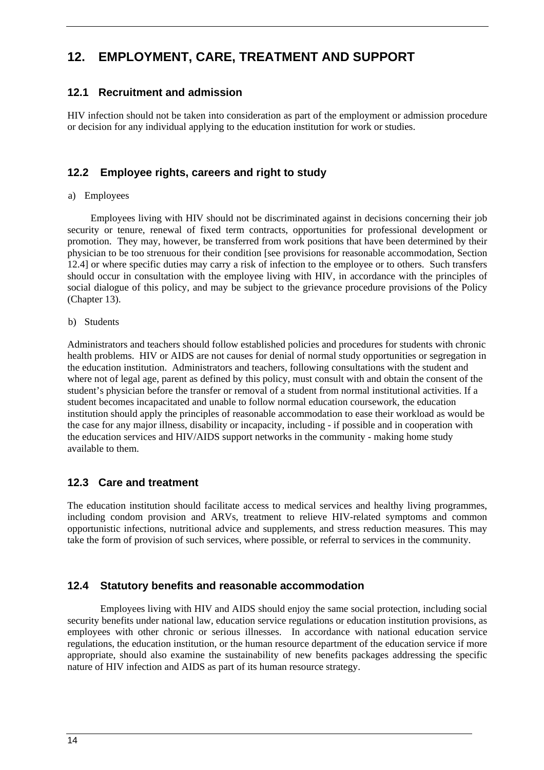# 12. EMPLOYMENT, CARE, TREATMENT AND SUPPORT

## 12.1 Recruitment and admission

HIV infection should not be taken into consideration as part of the employment or admission procedure or decision for any individual applying to the education institution for work or studies.

## 12.2 Employee rights, careers and right to study

a) Employees

Employees living with HIV should not be discriminated against in decisions concerning their job security or tenure, renewal of fixed term contracts, opportunities for professional development or promotion. They may, however, be transferred from work positions that have been determined by their physician to be too strenuous for their condition [see provisions for reasonable accommodation, Section 12.4] or where specific duties may carry a risk of infection to the employee or to others. Such transfers should occur in consultation with the employee living with HIV, in accordance with the principles of social dialogue of this policy, and may be subject to the grievance procedure provisions of the Policy (Chapter 13).

b) Students

Administrators and teachers should follow established policies and procedures for students with chronic health problems. HIV or AIDS are not causes for denial of normal study opportunities or segregation in the education institution. Administrators and teachers, following consultations with the student and where not of legal age, parent as defined by this policy, must consult with and obtain the consent of the student's physician before the transfer or removal of a student from normal institutional activities. If a student becomes incapacitated and unable to follow normal education coursework, the education institution should apply the principles of reasonable accommodation to ease their workload as would be the case for any major illness, disability or incapacity, including - if possible and in cooperation with the education services and HIV/AIDS support networks in the community - making home study available to them.

## 12.3 Care and treatment

The education institution should facilitate access to medical services and healthy living programmes, including condom provision and ARVs, treatment to relieve HIV-related symptoms and common opportunistic infections, nutritional advice and supplements, and stress reduction measures. This may take the form of provision of such services, where possible, or referral to services in the community.

## 12.4 Statutory benefits and reasonable accommodation

Employees living with HIV and AIDS should enjoy the same social protection, including social security benefits under national law, education service regulations or education institution provisions, as employees with other chronic or serious illnesses. In accordance with national education service regulations, the education institution, or the human resource department of the education service if more appropriate, should also examine the sustainability of new benefits packages addressing the specific nature of HIV infection and AIDS as part of its human resource strategy.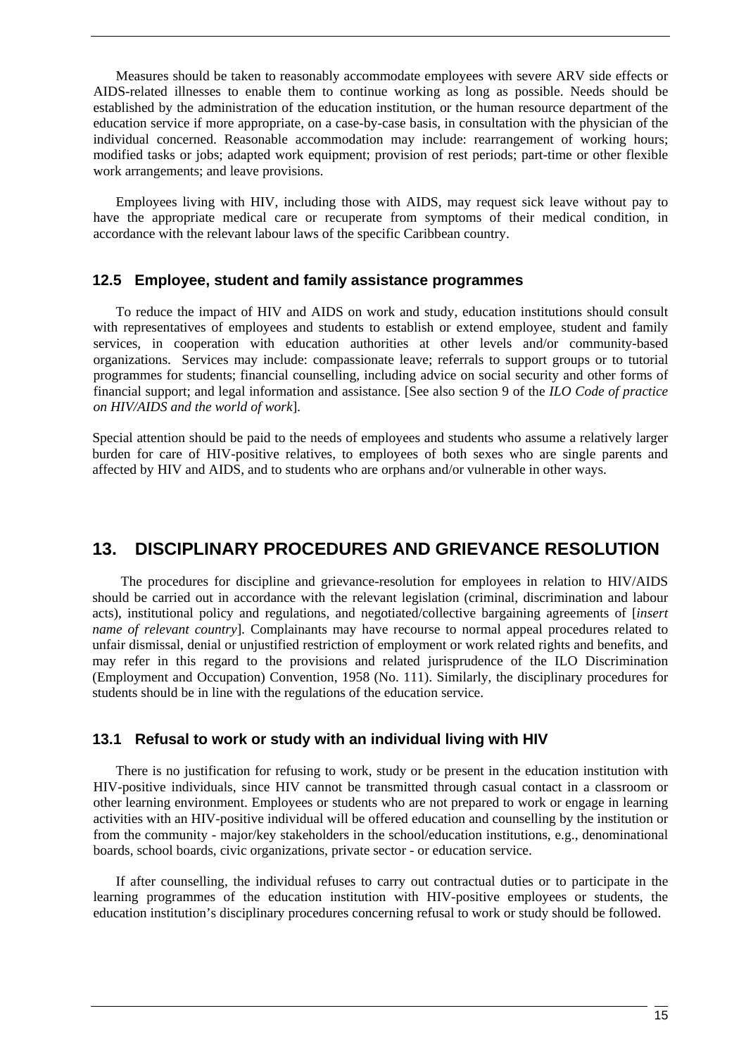Measures should be taken to reasonably accommodate employees with severe ARV side effects or AIDS-related illnesses to enable them to continue working as long as possible. Needs should be established by the administration of the education institution, or the human resource department of the education service if more appropriate, on a case-by-case basis, in consultation with the physician of the individual concerned. Reasonable accommodation may include: rearrangement of working hours; modified tasks or jobs; adapted work equipment; provision of rest periods; part-time or other flexible work arrangements; and leave provisions.

Employees living with HIV, including those with AIDS, may request sick leave without pay to have the appropriate medical care or recuperate from symptoms of their medical condition, in accordance with the relevant labour laws of the specific Caribbean country.

### 12.5 Employee, student and family assistance programmes

To reduce the impact of HIV and AIDS on work and study, education institutions should consult with representatives of employees and students to establish or extend employee, student and family services, in cooperation with education authorities at other levels and/or community-based organizations. Services may include: compassionate leave; referrals to support groups or to tutorial programmes for students; financial counselling, including advice on social security and other forms of financial support; and legal information and assistance. [See also section 9 of the *ILO Code of practice on HIV/AIDS and the world of work*].

Special attention should be paid to the needs of employees and students who assume a relatively larger burden for care of HIV-positive relatives, to employees of both sexes who are single parents and affected by HIV and AIDS, and to students who are orphans and/or vulnerable in other ways.

## 13. DISCIPLINARY PROCEDURES AND GRIEVANCE RESOLUTION

The procedures for discipline and grievance-resolution for employees in relation to HIV/AIDS should be carried out in accordance with the relevant legislation (criminal, discrimination and labour acts), institutional policy and regulations, and negotiated/collective bargaining agreements of [*insert name of relevant country*]. Complainants may have recourse to normal appeal procedures related to unfair dismissal, denial or unjustified restriction of employment or work related rights and benefits, and may refer in this regard to the provisions and related jurisprudence of the ILO Discrimination (Employment and Occupation) Convention, 1958 (No. 111). Similarly, the disciplinary procedures for students should be in line with the regulations of the education service.

### 13.1 Refusal to work or study with an individual living with HIV

There is no justification for refusing to work, study or be present in the education institution with HIV-positive individuals, since HIV cannot be transmitted through casual contact in a classroom or other learning environment. Employees or students who are not prepared to work or engage in learning activities with an HIV-positive individual will be offered education and counselling by the institution or from the community - major/key stakeholders in the school/education institutions, e.g., denominational boards, school boards, civic organizations, private sector - or education service.

If after counselling, the individual refuses to carry out contractual duties or to participate in the learning programmes of the education institution with HIV-positive employees or students, the education institution's disciplinary procedures concerning refusal to work or study should be followed.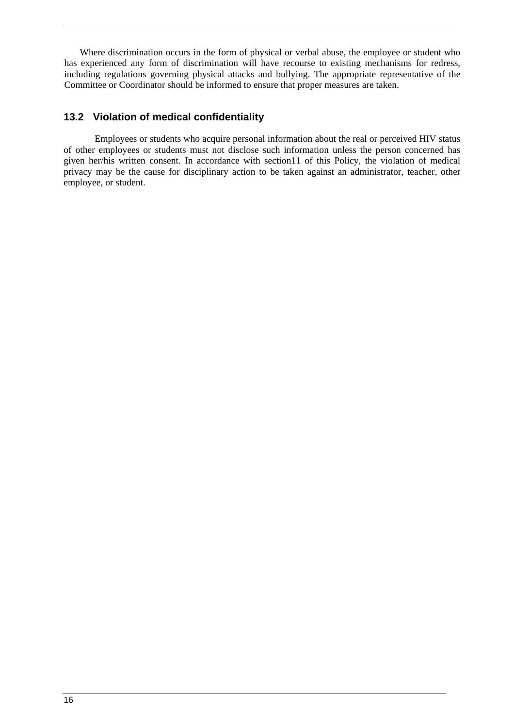Where discrimination occurs in the form of physical or verbal abuse, the employee or student who has experienced any form of discrimination will have recourse to existing mechanisms for redress, including regulations governing physical attacks and bullying. The appropriate representative of the Committee or Coordinator should be informed to ensure that proper measures are taken.

### 13.2 Violation of medical confidentiality

Employees or students who acquire personal information about the real or perceived HIV status of other employees or students must not disclose such information unless the person concerned has given her/his written consent. In accordance with section11 of this Policy, the violation of medical privacy may be the cause for disciplinary action to be taken against an administrator, teacher, other employee, or student.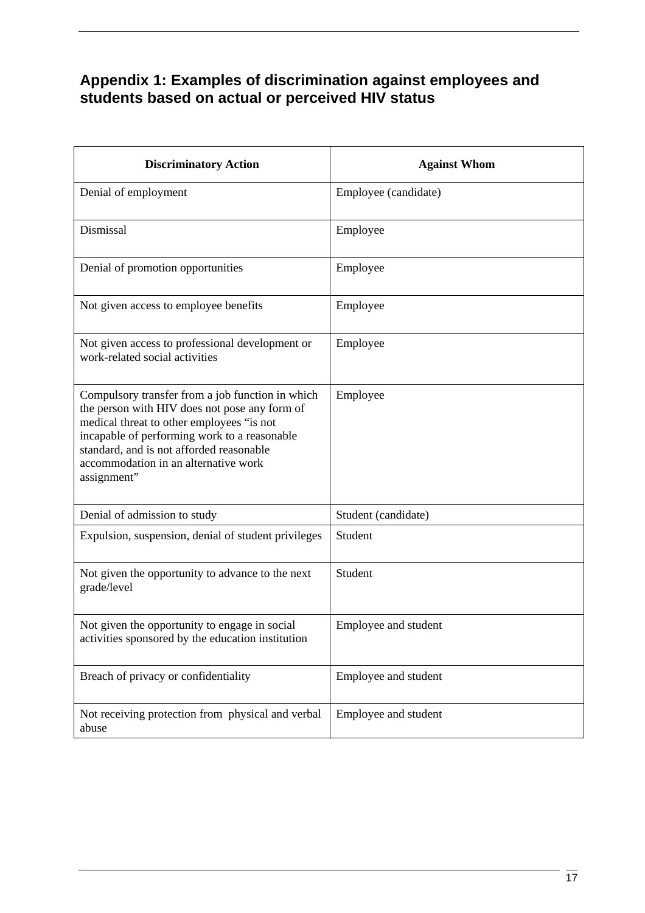## Appendix 1: Examples of discrimination against employees and students based on actual or perceived HIV status

| Discriminatory Action | Against Whom |
|---|---|
| Denial of employment | Employee (candidate) |
| Dismissal | Employee |
| Denial of promotion opportunities | Employee |
| Not given access to employee benefits | Employee |
| Not given access to professional development or work-related social activities | Employee |
| Compulsory transfer from a job function in which the person with HIV does not pose any form of medical threat to other employees “is not incapable of performing work to a reasonable standard, and is not afforded reasonable accommodation in an alternative work assignment” | Employee |
| Denial of admission to study | Student (candidate) |
| Expulsion, suspension, denial of student privileges | Student |
| Not given the opportunity to advance to the next grade/level | Student |
| Not given the opportunity to engage in social activities sponsored by the education institution | Employee and student |
| Breach of privacy or confidentiality | Employee and student |
| Not receiving protection from physical and verbal abuse | Employee and student |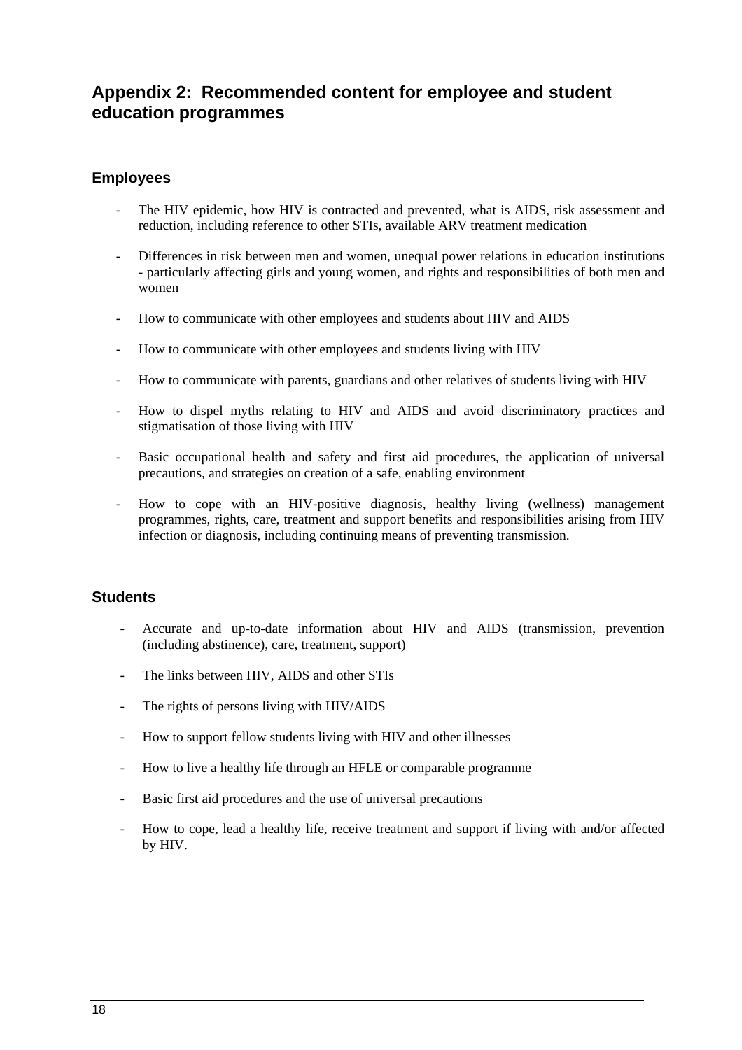## Appendix 2: Recommended content for employee and student education programmes

### Employees

- The HIV epidemic, how HIV is contracted and prevented, what is AIDS, risk assessment and reduction, including reference to other STIs, available ARV treatment medication
- Differences in risk between men and women, unequal power relations in education institutions - particularly affecting girls and young women, and rights and responsibilities of both men and women
- How to communicate with other employees and students about HIV and AIDS
- How to communicate with other employees and students living with HIV
- How to communicate with parents, guardians and other relatives of students living with HIV
- How to dispel myths relating to HIV and AIDS and avoid discriminatory practices and stigmatisation of those living with HIV
- Basic occupational health and safety and first aid procedures, the application of universal precautions, and strategies on creation of a safe, enabling environment
- How to cope with an HIV-positive diagnosis, healthy living (wellness) management programmes, rights, care, treatment and support benefits and responsibilities arising from HIV infection or diagnosis, including continuing means of preventing transmission.

### Students

- Accurate and up-to-date information about HIV and AIDS (transmission, prevention (including abstinence), care, treatment, support)
- The links between HIV, AIDS and other STIs
- The rights of persons living with HIV/AIDS
- How to support fellow students living with HIV and other illnesses
- How to live a healthy life through an HFLE or comparable programme
- Basic first aid procedures and the use of universal precautions
- How to cope, lead a healthy life, receive treatment and support if living with and/or affected by HIV.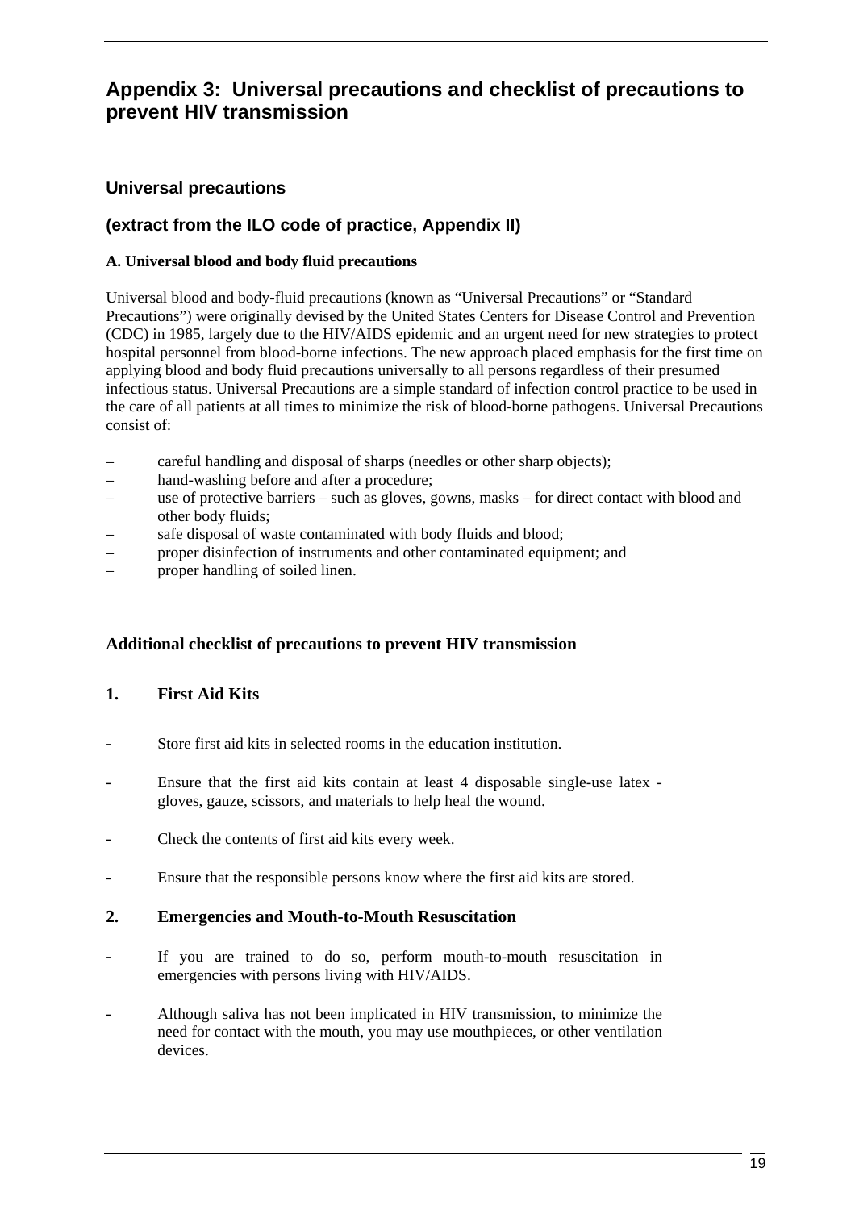## Appendix 3: Universal precautions and checklist of precautions to prevent HIV transmission

### Universal precautions

### (extract from the ILO code of practice, Appendix II)

**A. Universal blood and body fluid precautions**

Universal blood and body-fluid precautions (known as "Universal Precautions" or "Standard Precautions") were originally devised by the United States Centers for Disease Control and Prevention (CDC) in 1985, largely due to the HIV/AIDS epidemic and an urgent need for new strategies to protect hospital personnel from blood-borne infections. The new approach placed emphasis for the first time on applying blood and body fluid precautions universally to all persons regardless of their presumed infectious status. Universal Precautions are a simple standard of infection control practice to be used in the care of all patients at all times to minimize the risk of blood-borne pathogens. Universal Precautions consist of:

- careful handling and disposal of sharps (needles or other sharp objects);
- hand-washing before and after a procedure;
- use of protective barriers – such as gloves, gowns, masks – for direct contact with blood and other body fluids;
- safe disposal of waste contaminated with body fluids and blood;
- proper disinfection of instruments and other contaminated equipment; and
- proper handling of soiled linen.

### Additional checklist of precautions to prevent HIV transmission

#### 1. First Aid Kits

- Store first aid kits in selected rooms in the education institution.
- Ensure that the first aid kits contain at least 4 disposable single-use latex - gloves, gauze, scissors, and materials to help heal the wound.
- Check the contents of first aid kits every week.
- Ensure that the responsible persons know where the first aid kits are stored.

#### 2. Emergencies and Mouth-to-Mouth Resuscitation

- If you are trained to do so, perform mouth-to-mouth resuscitation in emergencies with persons living with HIV/AIDS.
- Although saliva has not been implicated in HIV transmission, to minimize the need for contact with the mouth, you may use mouthpieces, or other ventilation devices.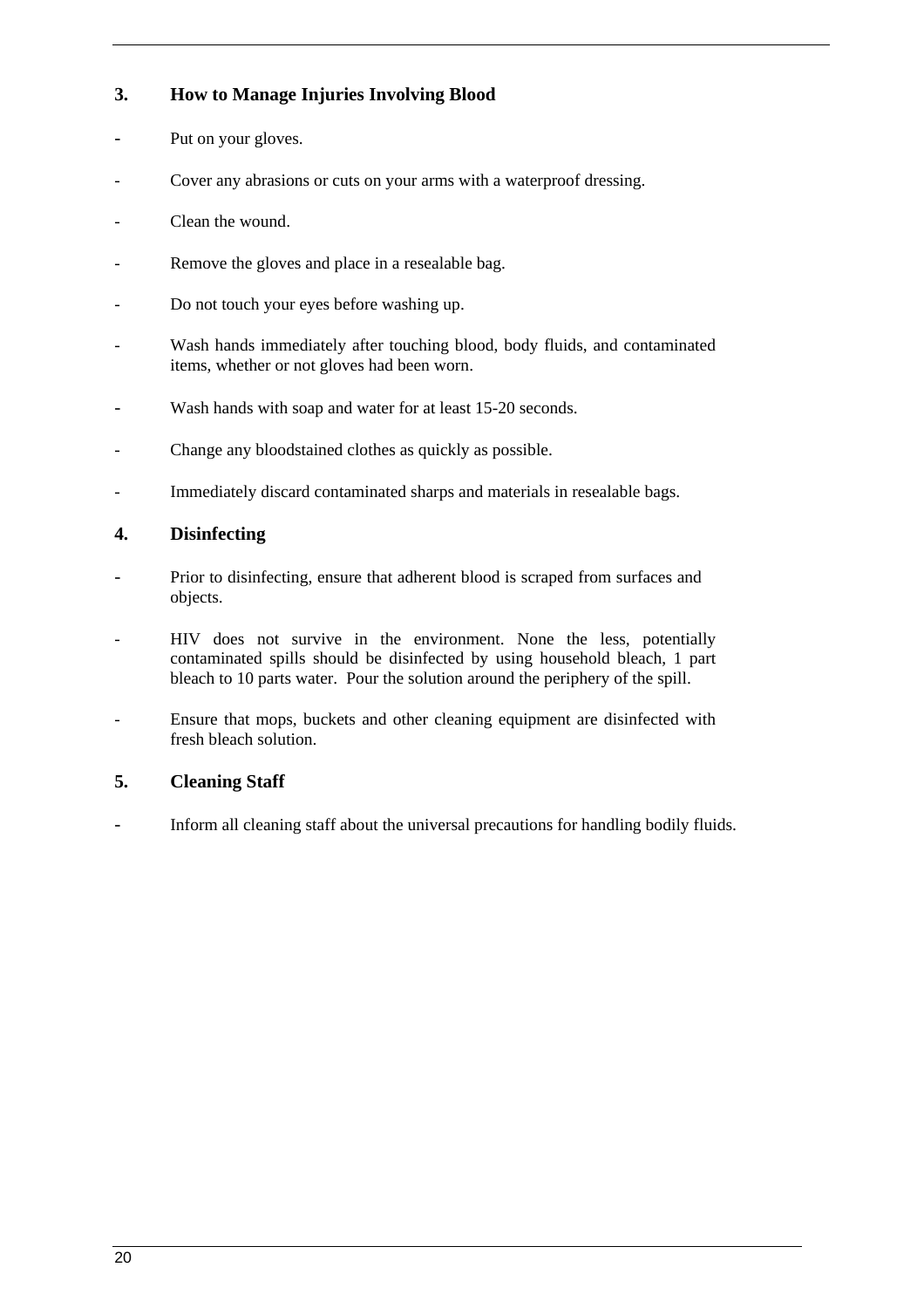### 3. How to Manage Injuries Involving Blood

- Put on your gloves.
- Cover any abrasions or cuts on your arms with a waterproof dressing.
- Clean the wound.
- Remove the gloves and place in a resealable bag.
- Do not touch your eyes before washing up.
- Wash hands immediately after touching blood, body fluids, and contaminated items, whether or not gloves had been worn.
- Wash hands with soap and water for at least 15-20 seconds.
- Change any bloodstained clothes as quickly as possible.
- Immediately discard contaminated sharps and materials in resealable bags.

### 4. Disinfecting

- Prior to disinfecting, ensure that adherent blood is scraped from surfaces and objects.
- HIV does not survive in the environment. None the less, potentially contaminated spills should be disinfected by using household bleach, 1 part bleach to 10 parts water. Pour the solution around the periphery of the spill.
- Ensure that mops, buckets and other cleaning equipment are disinfected with fresh bleach solution.

### 5. Cleaning Staff

- Inform all cleaning staff about the universal precautions for handling bodily fluids.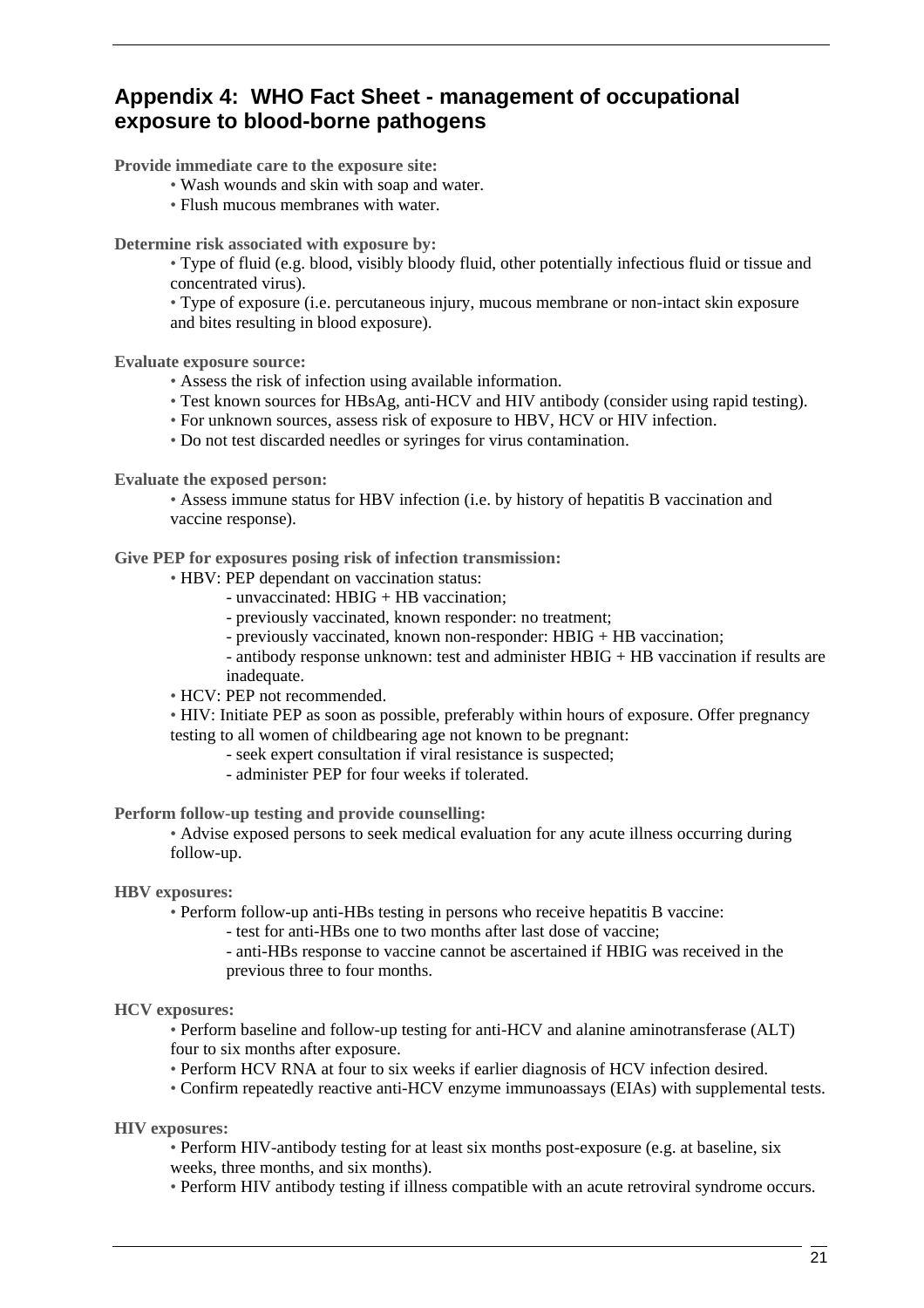## Appendix 4: WHO Fact Sheet - management of occupational exposure to blood-borne pathogens

**Provide immediate care to the exposure site:**

- Wash wounds and skin with soap and water.
- Flush mucous membranes with water.

**Determine risk associated with exposure by:**

- Type of fluid (e.g. blood, visibly bloody fluid, other potentially infectious fluid or tissue and concentrated virus).
- Type of exposure (i.e. percutaneous injury, mucous membrane or non-intact skin exposure and bites resulting in blood exposure).

**Evaluate exposure source:**

- Assess the risk of infection using available information.
- Test known sources for HBsAg, anti-HCV and HIV antibody (consider using rapid testing).
- For unknown sources, assess risk of exposure to HBV, HCV or HIV infection.
- Do not test discarded needles or syringes for virus contamination.

**Evaluate the exposed person:**

- Assess immune status for HBV infection (i.e. by history of hepatitis B vaccination and vaccine response).

**Give PEP for exposures posing risk of infection transmission:**

- HBV: PEP dependant on vaccination status:
  - unvaccinated: HBIG + HB vaccination;
  - previously vaccinated, known responder: no treatment;
  - previously vaccinated, known non-responder: HBIG + HB vaccination;
  - antibody response unknown: test and administer HBIG + HB vaccination if results are inadequate.
- HCV: PEP not recommended.
- HIV: Initiate PEP as soon as possible, preferably within hours of exposure. Offer pregnancy testing to all women of childbearing age not known to be pregnant:
  - seek expert consultation if viral resistance is suspected;
  - administer PEP for four weeks if tolerated.

**Perform follow-up testing and provide counselling:**

- Advise exposed persons to seek medical evaluation for any acute illness occurring during follow-up.

**HBV exposures:**

- Perform follow-up anti-HBs testing in persons who receive hepatitis B vaccine:
  - test for anti-HBs one to two months after last dose of vaccine;
  - anti-HBs response to vaccine cannot be ascertained if HBIG was received in the previous three to four months.

**HCV exposures:**

- Perform baseline and follow-up testing for anti-HCV and alanine aminotransferase (ALT) four to six months after exposure.
- Perform HCV RNA at four to six weeks if earlier diagnosis of HCV infection desired.
- Confirm repeatedly reactive anti-HCV enzyme immunoassays (EIAs) with supplemental tests.

**HIV exposures:**

- Perform HIV-antibody testing for at least six months post-exposure (e.g. at baseline, six weeks, three months, and six months).
- Perform HIV antibody testing if illness compatible with an acute retroviral syndrome occurs.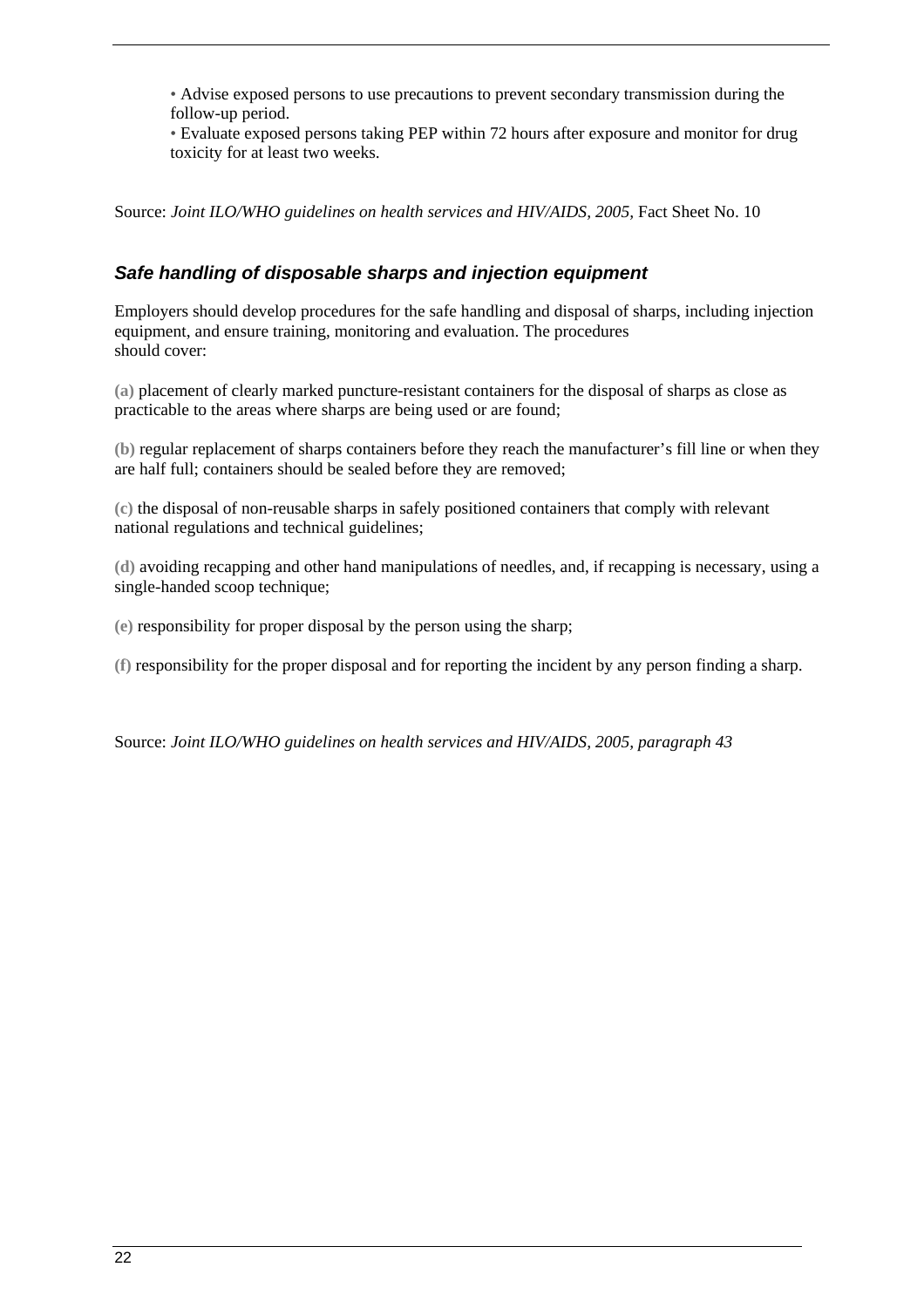- Advise exposed persons to use precautions to prevent secondary transmission during the follow-up period.
- Evaluate exposed persons taking PEP within 72 hours after exposure and monitor for drug toxicity for at least two weeks.

Source: *Joint ILO/WHO guidelines on health services and HIV/AIDS, 2005,* Fact Sheet No. 10

### ***Safe handling of disposable sharps and injection equipment***

Employers should develop procedures for the safe handling and disposal of sharps, including injection equipment, and ensure training, monitoring and evaluation. The procedures should cover:

(a) placement of clearly marked puncture-resistant containers for the disposal of sharps as close as practicable to the areas where sharps are being used or are found;

(b) regular replacement of sharps containers before they reach the manufacturer's fill line or when they are half full; containers should be sealed before they are removed;

(c) the disposal of non-reusable sharps in safely positioned containers that comply with relevant national regulations and technical guidelines;

(d) avoiding recapping and other hand manipulations of needles, and, if recapping is necessary, using a single-handed scoop technique;

(e) responsibility for proper disposal by the person using the sharp;

(f) responsibility for the proper disposal and for reporting the incident by any person finding a sharp.

Source: *Joint ILO/WHO guidelines on health services and HIV/AIDS, 2005, paragraph 43*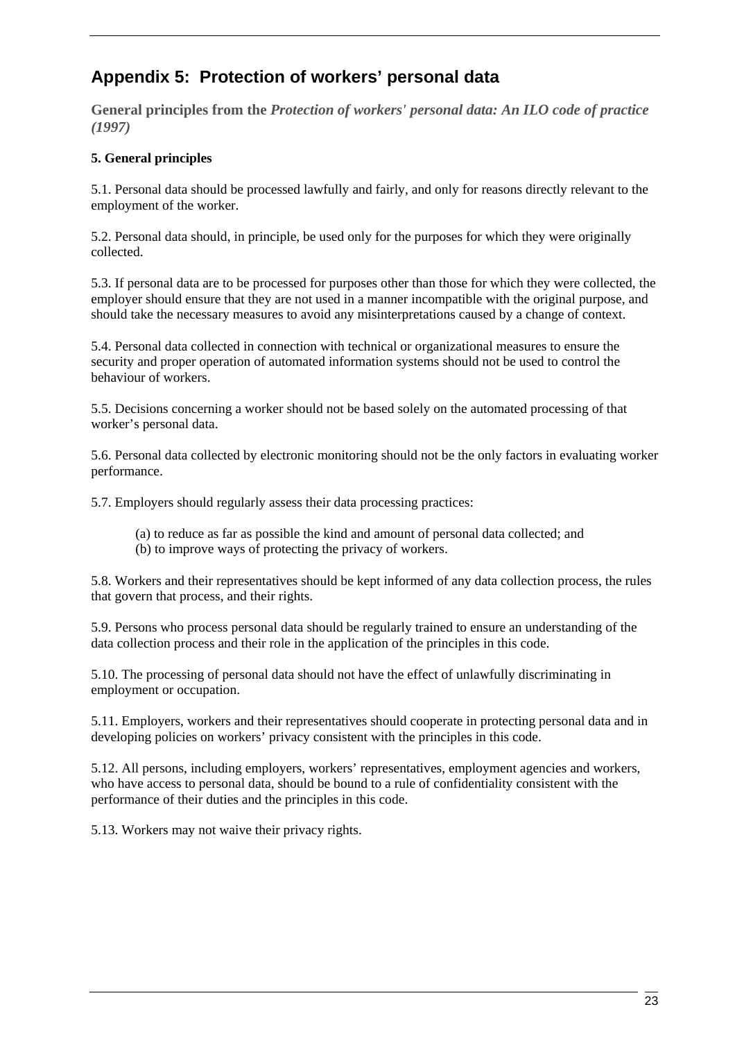## Appendix 5: Protection of workers' personal data

**General principles from the *Protection of workers' personal data: An ILO code of practice (1997)***

**5. General principles**

5.1. Personal data should be processed lawfully and fairly, and only for reasons directly relevant to the employment of the worker.

5.2. Personal data should, in principle, be used only for the purposes for which they were originally collected.

5.3. If personal data are to be processed for purposes other than those for which they were collected, the employer should ensure that they are not used in a manner incompatible with the original purpose, and should take the necessary measures to avoid any misinterpretations caused by a change of context.

5.4. Personal data collected in connection with technical or organizational measures to ensure the security and proper operation of automated information systems should not be used to control the behaviour of workers.

5.5. Decisions concerning a worker should not be based solely on the automated processing of that worker's personal data.

5.6. Personal data collected by electronic monitoring should not be the only factors in evaluating worker performance.

5.7. Employers should regularly assess their data processing practices:

(a) to reduce as far as possible the kind and amount of personal data collected; and
(b) to improve ways of protecting the privacy of workers.

5.8. Workers and their representatives should be kept informed of any data collection process, the rules that govern that process, and their rights.

5.9. Persons who process personal data should be regularly trained to ensure an understanding of the data collection process and their role in the application of the principles in this code.

5.10. The processing of personal data should not have the effect of unlawfully discriminating in employment or occupation.

5.11. Employers, workers and their representatives should cooperate in protecting personal data and in developing policies on workers' privacy consistent with the principles in this code.

5.12. All persons, including employers, workers' representatives, employment agencies and workers, who have access to personal data, should be bound to a rule of confidentiality consistent with the performance of their duties and the principles in this code.

5.13. Workers may not waive their privacy rights.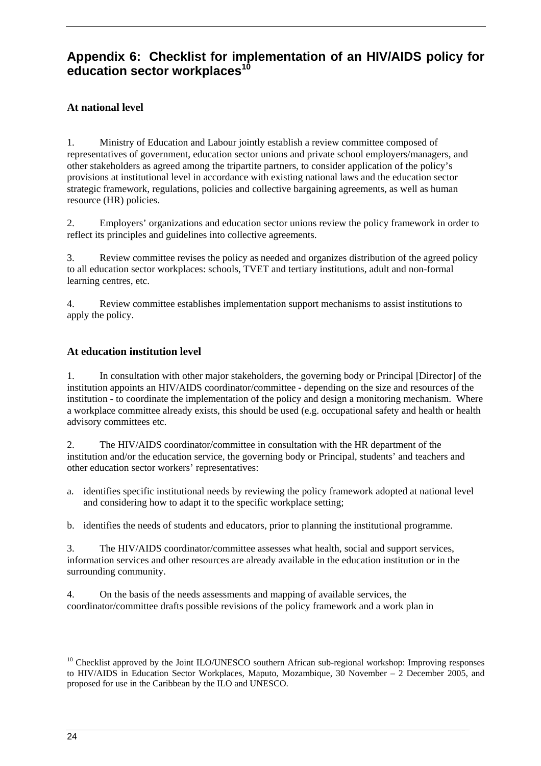## Appendix 6: Checklist for implementation of an HIV/AIDS policy for education sector workplaces[10]

### At national level

1. Ministry of Education and Labour jointly establish a review committee composed of representatives of government, education sector unions and private school employers/managers, and other stakeholders as agreed among the tripartite partners, to consider application of the policy's provisions at institutional level in accordance with existing national laws and the education sector strategic framework, regulations, policies and collective bargaining agreements, as well as human resource (HR) policies.

2. Employers' organizations and education sector unions review the policy framework in order to reflect its principles and guidelines into collective agreements.

3. Review committee revises the policy as needed and organizes distribution of the agreed policy to all education sector workplaces: schools, TVET and tertiary institutions, adult and non-formal learning centres, etc.

4. Review committee establishes implementation support mechanisms to assist institutions to apply the policy.

### At education institution level

1. In consultation with other major stakeholders, the governing body or Principal [Director] of the institution appoints an HIV/AIDS coordinator/committee - depending on the size and resources of the institution - to coordinate the implementation of the policy and design a monitoring mechanism. Where a workplace committee already exists, this should be used (e.g. occupational safety and health or health advisory committees etc.

2. The HIV/AIDS coordinator/committee in consultation with the HR department of the institution and/or the education service, the governing body or Principal, students' and teachers and other education sector workers' representatives:

   a. identifies specific institutional needs by reviewing the policy framework adopted at national level and considering how to adapt it to the specific workplace setting;

   b. identifies the needs of students and educators, prior to planning the institutional programme.

3. The HIV/AIDS coordinator/committee assesses what health, social and support services, information services and other resources are already available in the education institution or in the surrounding community.

4. On the basis of the needs assessments and mapping of available services, the coordinator/committee drafts possible revisions of the policy framework and a work plan in

[10] Checklist approved by the Joint ILO/UNESCO southern African sub-regional workshop: Improving responses to HIV/AIDS in Education Sector Workplaces, Maputo, Mozambique, 30 November – 2 December 2005, and proposed for use in the Caribbean by the ILO and UNESCO.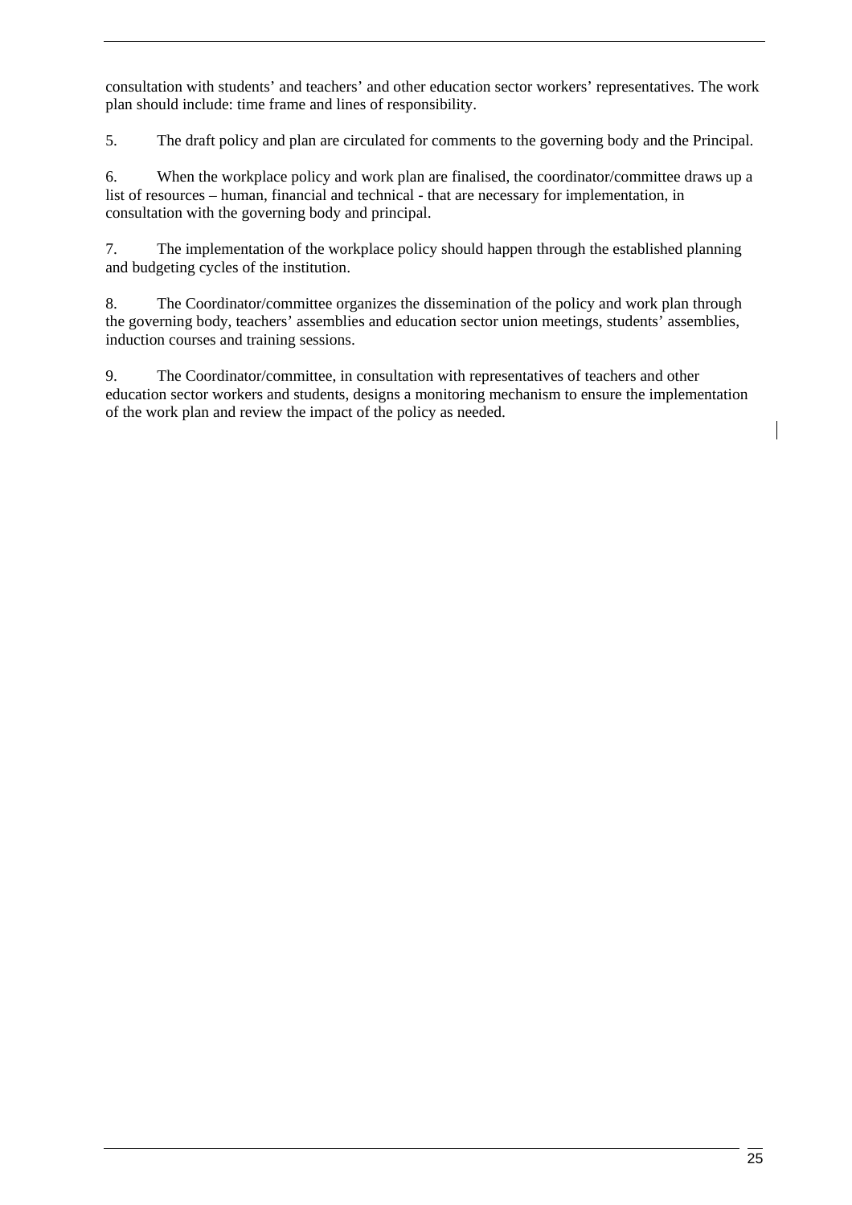consultation with students' and teachers' and other education sector workers' representatives. The work plan should include: time frame and lines of responsibility.

5. The draft policy and plan are circulated for comments to the governing body and the Principal.

6. When the workplace policy and work plan are finalised, the coordinator/committee draws up a list of resources – human, financial and technical - that are necessary for implementation, in consultation with the governing body and principal.

7. The implementation of the workplace policy should happen through the established planning and budgeting cycles of the institution.

8. The Coordinator/committee organizes the dissemination of the policy and work plan through the governing body, teachers' assemblies and education sector union meetings, students' assemblies, induction courses and training sessions.

9. The Coordinator/committee, in consultation with representatives of teachers and other education sector workers and students, designs a monitoring mechanism to ensure the implementation of the work plan and review the impact of the policy as needed.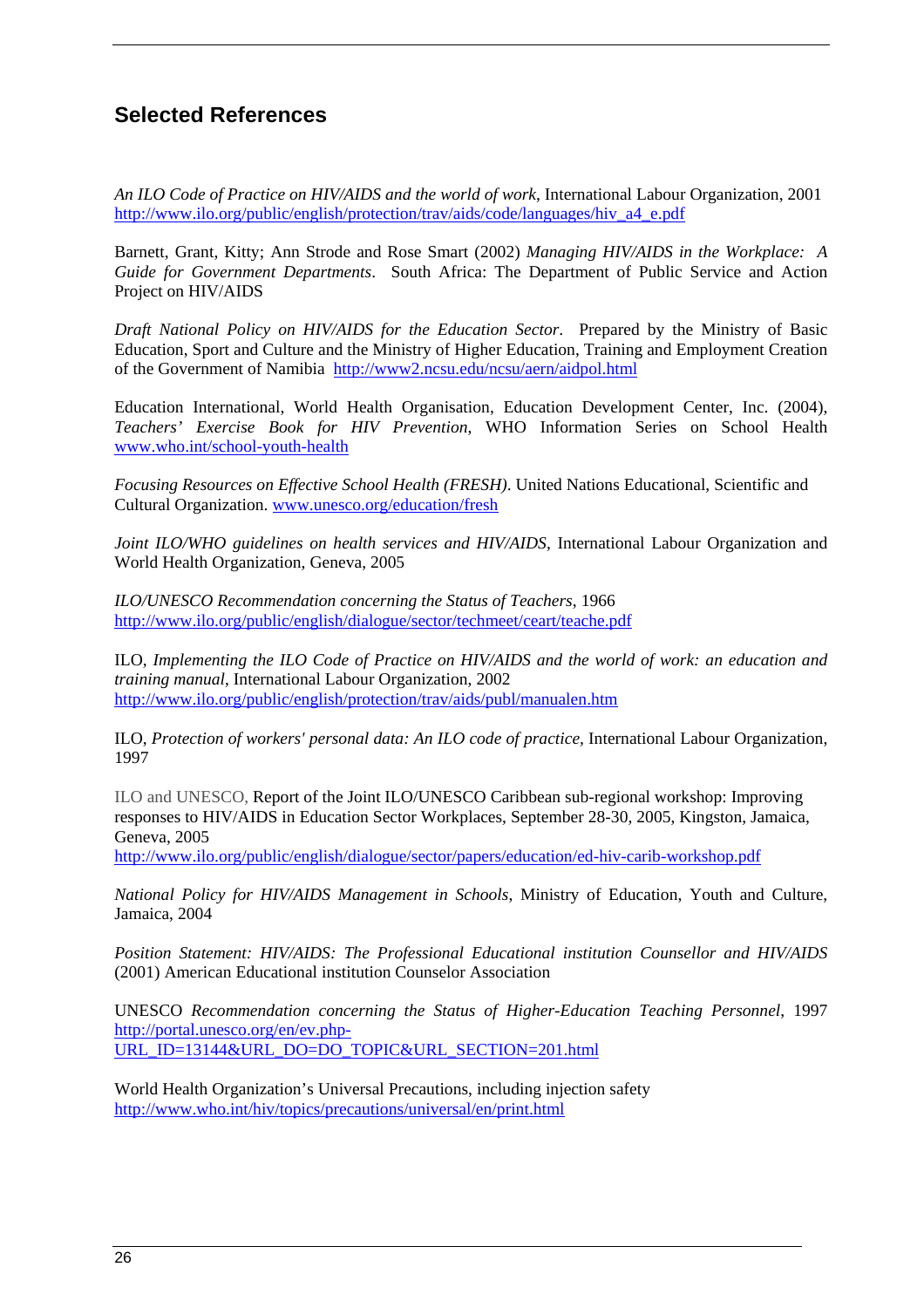## Selected References

*An ILO Code of Practice on HIV/AIDS and the world of work*, International Labour Organization, 2001
http://www.ilo.org/public/english/protection/trav/aids/code/languages/hiv_a4_e.pdf

Barnett, Grant, Kitty; Ann Strode and Rose Smart (2002) *Managing HIV/AIDS in the Workplace: A Guide for Government Departments*. South Africa: The Department of Public Service and Action Project on HIV/AIDS

*Draft National Policy on HIV/AIDS for the Education Sector*. Prepared by the Ministry of Basic Education, Sport and Culture and the Ministry of Higher Education, Training and Employment Creation of the Government of Namibia http://www2.ncsu.edu/ncsu/aern/aidpol.html

Education International, World Health Organisation, Education Development Center, Inc. (2004), *Teachers' Exercise Book for HIV Prevention*, WHO Information Series on School Health www.who.int/school-youth-health

*Focusing Resources on Effective School Health (FRESH)*. United Nations Educational, Scientific and Cultural Organization. www.unesco.org/education/fresh

*Joint ILO/WHO guidelines on health services and HIV/AIDS*, International Labour Organization and World Health Organization, Geneva, 2005

*ILO/UNESCO Recommendation concerning the Status of Teachers*, 1966
http://www.ilo.org/public/english/dialogue/sector/techmeet/ceart/teache.pdf

ILO, *Implementing the ILO Code of Practice on HIV/AIDS and the world of work: an education and training manual*, International Labour Organization, 2002
http://www.ilo.org/public/english/protection/trav/aids/publ/manualen.htm

ILO, *Protection of workers' personal data: An ILO code of practice*, International Labour Organization, 1997

ILO and UNESCO, Report of the Joint ILO/UNESCO Caribbean sub-regional workshop: Improving responses to HIV/AIDS in Education Sector Workplaces, September 28-30, 2005, Kingston, Jamaica, Geneva, 2005
http://www.ilo.org/public/english/dialogue/sector/papers/education/ed-hiv-carib-workshop.pdf

*National Policy for HIV/AIDS Management in Schools*, Ministry of Education, Youth and Culture, Jamaica, 2004

*Position Statement: HIV/AIDS: The Professional Educational institution Counsellor and HIV/AIDS* (2001) American Educational institution Counselor Association

UNESCO *Recommendation concerning the Status of Higher-Education Teaching Personnel*, 1997
http://portal.unesco.org/en/ev.php-URL_ID=13144&URL_DO=DO_TOPIC&URL_SECTION=201.html

World Health Organization's Universal Precautions, including injection safety
http://www.who.int/hiv/topics/precautions/universal/en/print.html